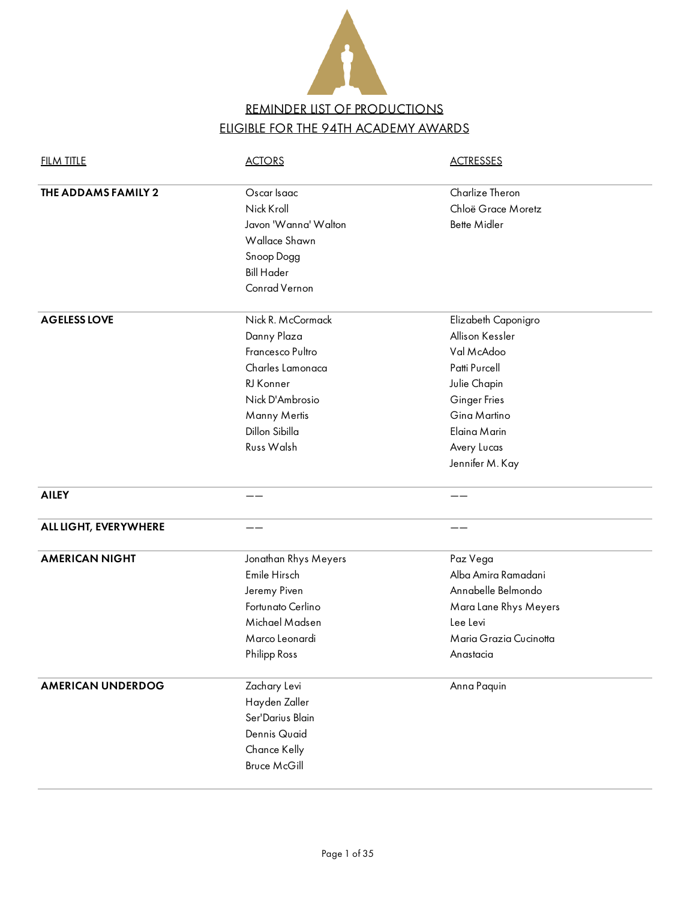# REMINDER LIST OF PRODUCTIONS ELIGIBLE FOR THE 94TH ACADEMY AWARDS

| FILM TITLE | ACTORS | ACTRESSES |
|---|---|---|
| **THE ADDAMS FAMILY 2** | Oscar Isaac<br>Nick Kroll<br>Javon 'Wanna' Walton<br>Wallace Shawn<br>Snoop Dogg<br>Bill Hader<br>Conrad Vernon | Charlize Theron<br>Chloë Grace Moretz<br>Bette Midler |
| **AGELESS LOVE** | Nick R. McCormack<br>Danny Plaza<br>Francesco Pultro<br>Charles Lamonaca<br>RJ Konner<br>Nick D'Ambrosio<br>Manny Mertis<br>Dillon Sibilla<br>Russ Walsh | Elizabeth Caponigro<br>Allison Kessler<br>Val McAdoo<br>Patti Purcell<br>Julie Chapin<br>Ginger Fries<br>Gina Martino<br>Elaina Marin<br>Avery Lucas<br>Jennifer M. Kay |
| **AILEY** | —— | —— |
| **ALL LIGHT, EVERYWHERE** | —— | —— |
| **AMERICAN NIGHT** | Jonathan Rhys Meyers<br>Emile Hirsch<br>Jeremy Piven<br>Fortunato Cerlino<br>Michael Madsen<br>Marco Leonardi<br>Philipp Ross | Paz Vega<br>Alba Amira Ramadani<br>Annabelle Belmondo<br>Mara Lane Rhys Meyers<br>Lee Levi<br>Maria Grazia Cucinotta<br>Anastacia |
| **AMERICAN UNDERDOG** | Zachary Levi<br>Hayden Zaller<br>Ser'Darius Blain<br>Dennis Quaid<br>Chance Kelly<br>Bruce McGill | Anna Paquin |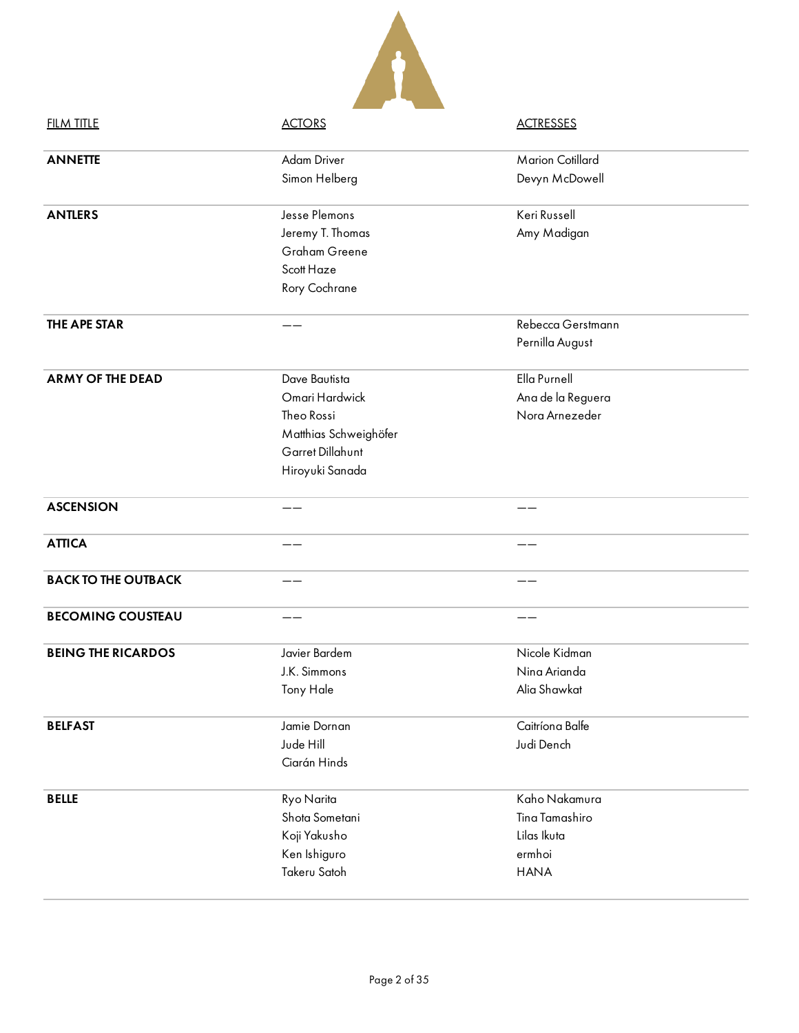| FILM TITLE | ACTORS | ACTRESSES |
| --- | --- | --- |
| **ANNETTE** | Adam Driver<br>Simon Helberg | Marion Cotillard<br>Devyn McDowell |
| **ANTLERS** | Jesse Plemons<br>Jeremy T. Thomas<br>Graham Greene<br>Scott Haze<br>Rory Cochrane | Keri Russell<br>Amy Madigan |
| **THE APE STAR** | —— | Rebecca Gerstmann<br>Pernilla August |
| **ARMY OF THE DEAD** | Dave Bautista<br>Omari Hardwick<br>Theo Rossi<br>Matthias Schweighöfer<br>Garret Dillahunt<br>Hiroyuki Sanada | Ella Purnell<br>Ana de la Reguera<br>Nora Arnezeder |
| **ASCENSION** | —— | —— |
| **ATTICA** | —— | —— |
| **BACK TO THE OUTBACK** | —— | —— |
| **BECOMING COUSTEAU** | —— | —— |
| **BEING THE RICARDOS** | Javier Bardem<br>J.K. Simmons<br>Tony Hale | Nicole Kidman<br>Nina Arianda<br>Alia Shawkat |
| **BELFAST** | Jamie Dornan<br>Jude Hill<br>Ciarán Hinds | Caitríona Balfe<br>Judi Dench |
| **BELLE** | Ryo Narita<br>Shota Sometani<br>Koji Yakusho<br>Ken Ishiguro<br>Takeru Satoh | Kaho Nakamura<br>Tina Tamashiro<br>Lilas Ikuta<br>ermhoi<br>HANA |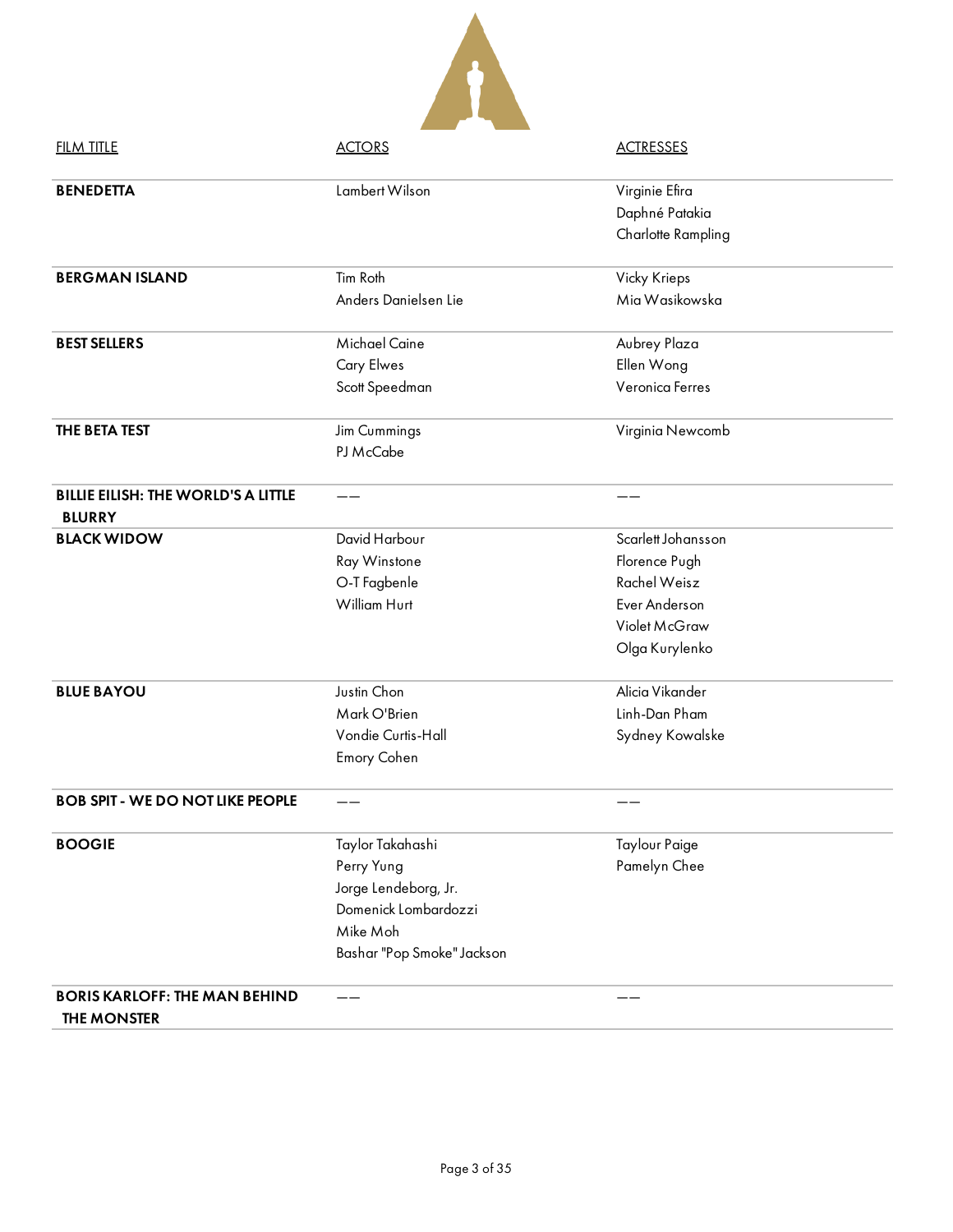| FILM TITLE | ACTORS | ACTRESSES |
|---|---|---|
| **BENEDETTA** | Lambert Wilson | Virginie Efira<br>Daphné Patakia<br>Charlotte Rampling |
| **BERGMAN ISLAND** | Tim Roth<br>Anders Danielsen Lie | Vicky Krieps<br>Mia Wasikowska |
| **BEST SELLERS** | Michael Caine<br>Cary Elwes<br>Scott Speedman | Aubrey Plaza<br>Ellen Wong<br>Veronica Ferres |
| **THE BETA TEST** | Jim Cummings<br>PJ McCabe | Virginia Newcomb |
| **BILLIE EILISH: THE WORLD'S A LITTLE BLURRY** | —— | —— |
| **BLACK WIDOW** | David Harbour<br>Ray Winstone<br>O-T Fagbenle<br>William Hurt | Scarlett Johansson<br>Florence Pugh<br>Rachel Weisz<br>Ever Anderson<br>Violet McGraw<br>Olga Kurylenko |
| **BLUE BAYOU** | Justin Chon<br>Mark O'Brien<br>Vondie Curtis-Hall<br>Emory Cohen | Alicia Vikander<br>Linh-Dan Pham<br>Sydney Kowalske |
| **BOB SPIT - WE DO NOT LIKE PEOPLE** | —— | —— |
| **BOOGIE** | Taylor Takahashi<br>Perry Yung<br>Jorge Lendeborg, Jr.<br>Domenick Lombardozzi<br>Mike Moh<br>Bashar "Pop Smoke" Jackson | Taylour Paige<br>Pamelyn Chee |
| **BORIS KARLOFF: THE MAN BEHIND THE MONSTER** | —— | —— |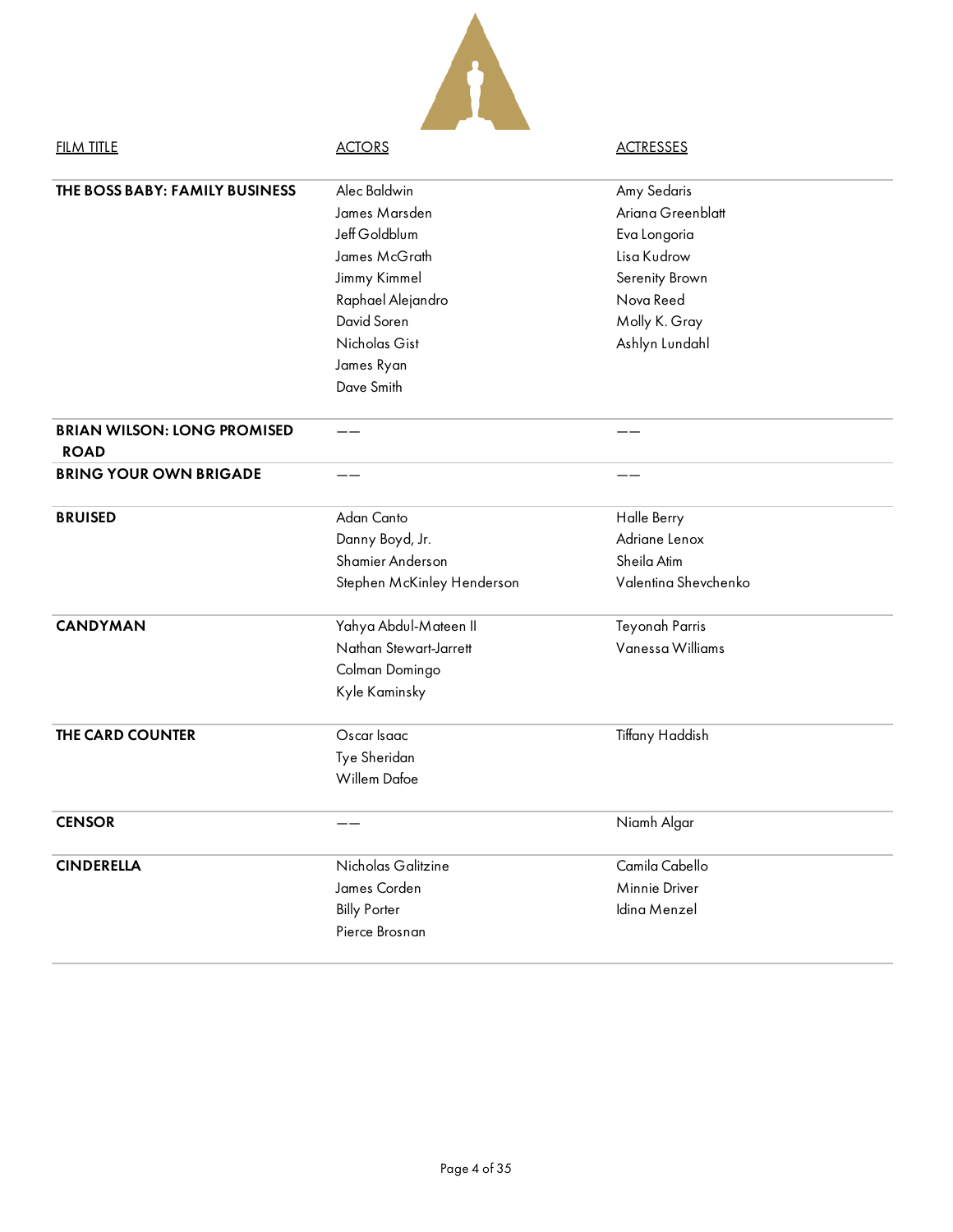| FILM TITLE | ACTORS | ACTRESSES |
| --- | --- | --- |
| **THE BOSS BABY: FAMILY BUSINESS** | Alec Baldwin<br>James Marsden<br>Jeff Goldblum<br>James McGrath<br>Jimmy Kimmel<br>Raphael Alejandro<br>David Soren<br>Nicholas Gist<br>James Ryan<br>Dave Smith | Amy Sedaris<br>Ariana Greenblatt<br>Eva Longoria<br>Lisa Kudrow<br>Serenity Brown<br>Nova Reed<br>Molly K. Gray<br>Ashlyn Lundahl |
| **BRIAN WILSON: LONG PROMISED ROAD** | —— | —— |
| **BRING YOUR OWN BRIGADE** | —— | —— |
| **BRUISED** | Adan Canto<br>Danny Boyd, Jr.<br>Shamier Anderson<br>Stephen McKinley Henderson | Halle Berry<br>Adriane Lenox<br>Sheila Atim<br>Valentina Shevchenko |
| **CANDYMAN** | Yahya Abdul-Mateen II<br>Nathan Stewart-Jarrett<br>Colman Domingo<br>Kyle Kaminsky | Teyonah Parris<br>Vanessa Williams |
| **THE CARD COUNTER** | Oscar Isaac<br>Tye Sheridan<br>Willem Dafoe | Tiffany Haddish |
| **CENSOR** | —— | Niamh Algar |
| **CINDERELLA** | Nicholas Galitzine<br>James Corden<br>Billy Porter<br>Pierce Brosnan | Camila Cabello<br>Minnie Driver<br>Idina Menzel |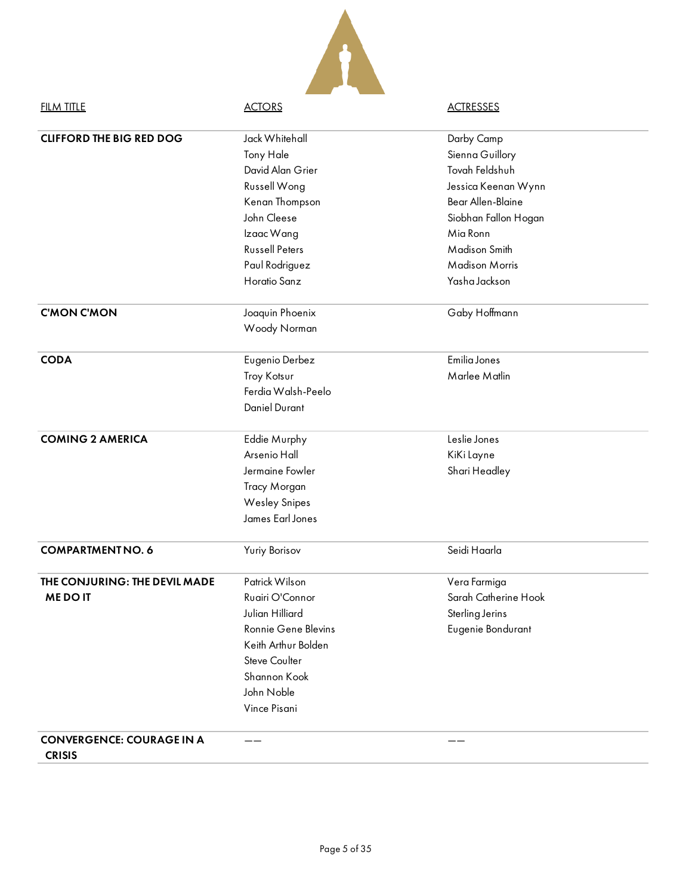| FILM TITLE | ACTORS | ACTRESSES |
| --- | --- | --- |
| **CLIFFORD THE BIG RED DOG** | Jack Whitehall | Darby Camp |
| | Tony Hale | Sienna Guillory |
| | David Alan Grier | Tovah Feldshuh |
| | Russell Wong | Jessica Keenan Wynn |
| | Kenan Thompson | Bear Allen-Blaine |
| | John Cleese | Siobhan Fallon Hogan |
| | Izaac Wang | Mia Ronn |
| | Russell Peters | Madison Smith |
| | Paul Rodriguez | Madison Morris |
| | Horatio Sanz | Yasha Jackson |
| **C'MON C'MON** | Joaquin Phoenix | Gaby Hoffmann |
| | Woody Norman | |
| **CODA** | Eugenio Derbez | Emilia Jones |
| | Troy Kotsur | Marlee Matlin |
| | Ferdia Walsh-Peelo | |
| | Daniel Durant | |
| **COMING 2 AMERICA** | Eddie Murphy | Leslie Jones |
| | Arsenio Hall | KiKi Layne |
| | Jermaine Fowler | Shari Headley |
| | Tracy Morgan | |
| | Wesley Snipes | |
| | James Earl Jones | |
| **COMPARTMENT NO. 6** | Yuriy Borisov | Seidi Haarla |
| **THE CONJURING: THE DEVIL MADE ME DO IT** | Patrick Wilson | Vera Farmiga |
| | Ruairi O'Connor | Sarah Catherine Hook |
| | Julian Hilliard | Sterling Jerins |
| | Ronnie Gene Blevins | Eugenie Bondurant |
| | Keith Arthur Bolden | |
| | Steve Coulter | |
| | Shannon Kook | |
| | John Noble | |
| | Vince Pisani | |
| **CONVERGENCE: COURAGE IN A CRISIS** | —— | —— |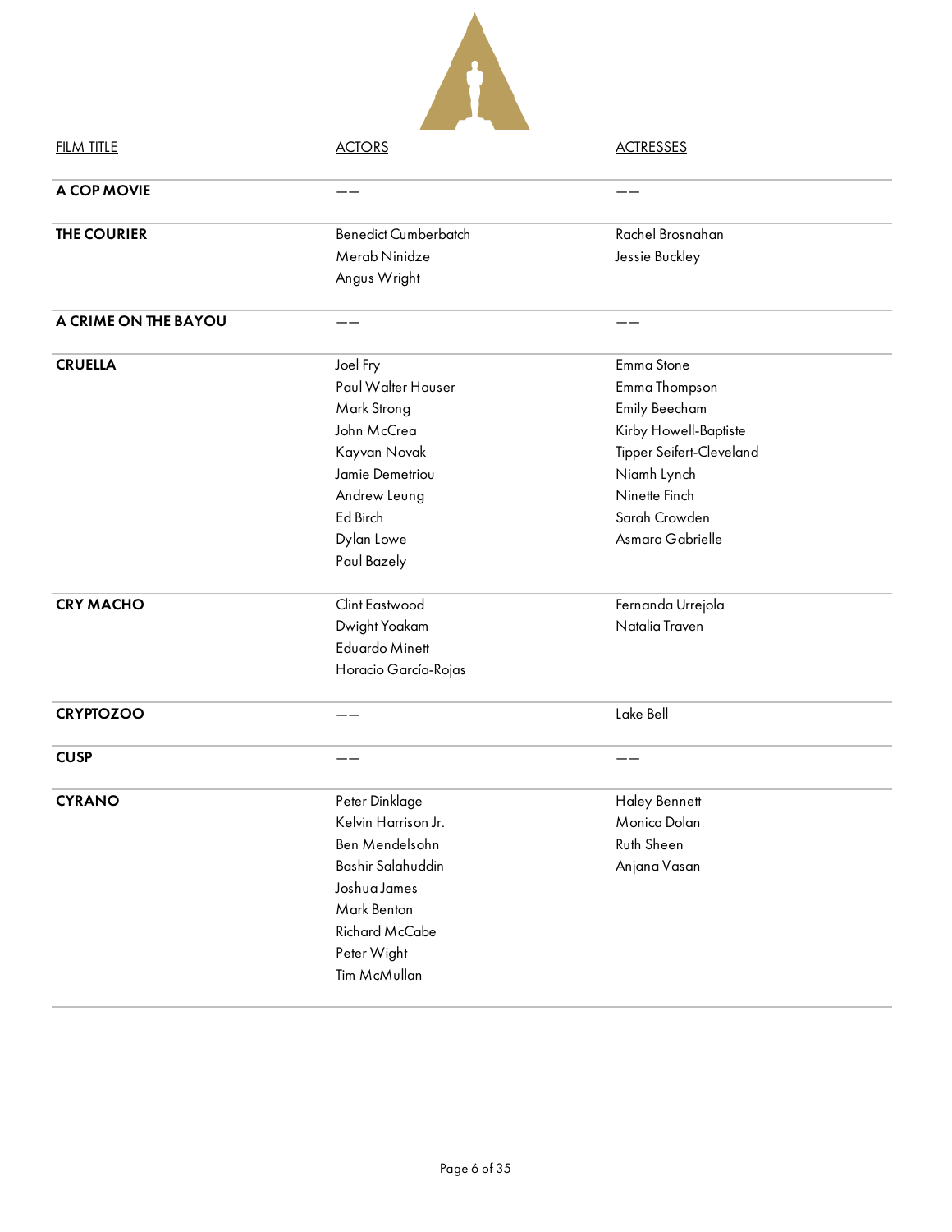| FILM TITLE | ACTORS | ACTRESSES |
|---|---|---|
| **A COP MOVIE** | —— | —— |
| **THE COURIER** | Benedict Cumberbatch<br>Merab Ninidze<br>Angus Wright | Rachel Brosnahan<br>Jessie Buckley |
| **A CRIME ON THE BAYOU** | —— | —— |
| **CRUELLA** | Joel Fry<br>Paul Walter Hauser<br>Mark Strong<br>John McCrea<br>Kayvan Novak<br>Jamie Demetriou<br>Andrew Leung<br>Ed Birch<br>Dylan Lowe<br>Paul Bazely | Emma Stone<br>Emma Thompson<br>Emily Beecham<br>Kirby Howell-Baptiste<br>Tipper Seifert-Cleveland<br>Niamh Lynch<br>Ninette Finch<br>Sarah Crowden<br>Asmara Gabrielle |
| **CRY MACHO** | Clint Eastwood<br>Dwight Yoakam<br>Eduardo Minett<br>Horacio García-Rojas | Fernanda Urrejola<br>Natalia Traven |
| **CRYPTOZOO** | —— | Lake Bell |
| **CUSP** | —— | —— |
| **CYRANO** | Peter Dinklage<br>Kelvin Harrison Jr.<br>Ben Mendelsohn<br>Bashir Salahuddin<br>Joshua James<br>Mark Benton<br>Richard McCabe<br>Peter Wight<br>Tim McMullan | Haley Bennett<br>Monica Dolan<br>Ruth Sheen<br>Anjana Vasan |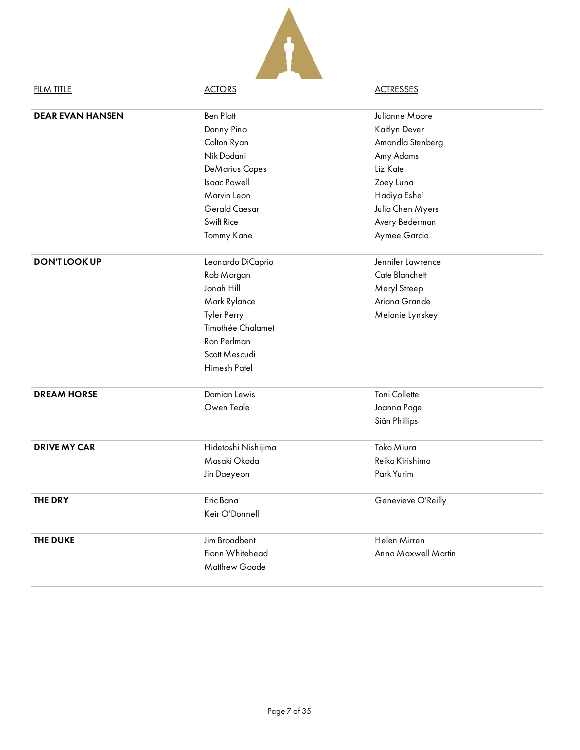| FILM TITLE | ACTORS | ACTRESSES |
|---|---|---|
| **DEAR EVAN HANSEN** | Ben Platt | Julianne Moore |
| | Danny Pino | Kaitlyn Dever |
| | Colton Ryan | Amandla Stenberg |
| | Nik Dodani | Amy Adams |
| | DeMarius Copes | Liz Kate |
| | Isaac Powell | Zoey Luna |
| | Marvin Leon | Hadiya Eshe' |
| | Gerald Caesar | Julia Chen Myers |
| | Swift Rice | Avery Bederman |
| | Tommy Kane | Aymee Garcia |
| **DON'T LOOK UP** | Leonardo DiCaprio | Jennifer Lawrence |
| | Rob Morgan | Cate Blanchett |
| | Jonah Hill | Meryl Streep |
| | Mark Rylance | Ariana Grande |
| | Tyler Perry | Melanie Lynskey |
| | Timothée Chalamet | |
| | Ron Perlman | |
| | Scott Mescudi | |
| | Himesh Patel | |
| **DREAM HORSE** | Damian Lewis | Toni Collette |
| | Owen Teale | Joanna Page |
| | | Siân Phillips |
| **DRIVE MY CAR** | Hidetoshi Nishijima | Toko Miura |
| | Masaki Okada | Reika Kirishima |
| | Jin Daeyeon | Park Yurim |
| **THE DRY** | Eric Bana | Genevieve O'Reilly |
| | Keir O'Donnell | |
| **THE DUKE** | Jim Broadbent | Helen Mirren |
| | Fionn Whitehead | Anna Maxwell Martin |
| | Matthew Goode | |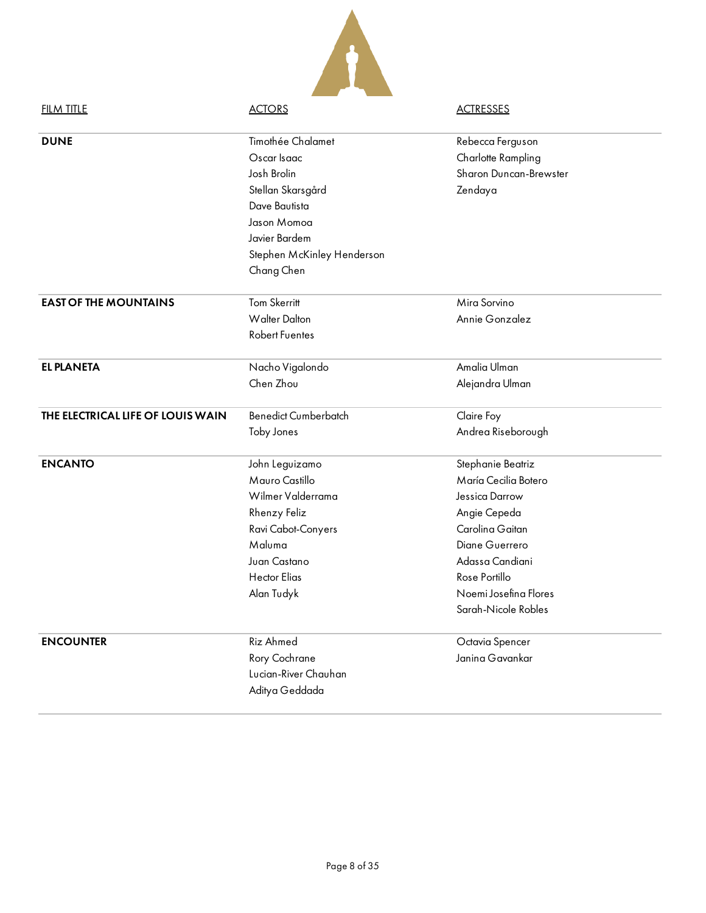| FILM TITLE | ACTORS | ACTRESSES |
| --- | --- | --- |
| **DUNE** | Timothée Chalamet | Rebecca Ferguson |
| | Oscar Isaac | Charlotte Rampling |
| | Josh Brolin | Sharon Duncan-Brewster |
| | Stellan Skarsgård | Zendaya |
| | Dave Bautista | |
| | Jason Momoa | |
| | Javier Bardem | |
| | Stephen McKinley Henderson | |
| | Chang Chen | |
| **EAST OF THE MOUNTAINS** | Tom Skerritt | Mira Sorvino |
| | Walter Dalton | Annie Gonzalez |
| | Robert Fuentes | |
| **EL PLANETA** | Nacho Vigalondo | Amalia Ulman |
| | Chen Zhou | Alejandra Ulman |
| **THE ELECTRICAL LIFE OF LOUIS WAIN** | Benedict Cumberbatch | Claire Foy |
| | Toby Jones | Andrea Riseborough |
| **ENCANTO** | John Leguizamo | Stephanie Beatriz |
| | Mauro Castillo | María Cecilia Botero |
| | Wilmer Valderrama | Jessica Darrow |
| | Rhenzy Feliz | Angie Cepeda |
| | Ravi Cabot-Conyers | Carolina Gaitan |
| | Maluma | Diane Guerrero |
| | Juan Castano | Adassa Candiani |
| | Hector Elias | Rose Portillo |
| | Alan Tudyk | Noemi Josefina Flores |
| | | Sarah-Nicole Robles |
| **ENCOUNTER** | Riz Ahmed | Octavia Spencer |
| | Rory Cochrane | Janina Gavankar |
| | Lucian-River Chauhan | |
| | Aditya Geddada | |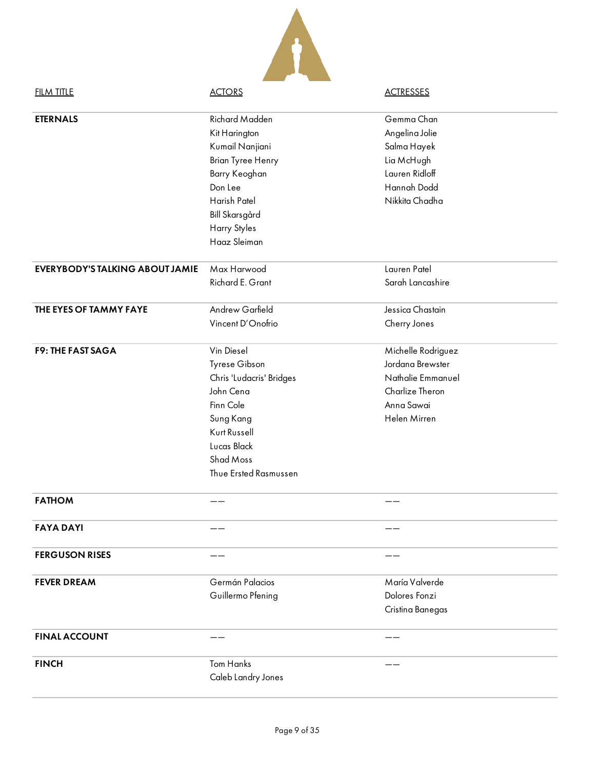| FILM TITLE | ACTORS | ACTRESSES |
| --- | --- | --- |
| **ETERNALS** | Richard Madden<br>Kit Harington<br>Kumail Nanjiani<br>Brian Tyree Henry<br>Barry Keoghan<br>Don Lee<br>Harish Patel<br>Bill Skarsgård<br>Harry Styles<br>Haaz Sleiman | Gemma Chan<br>Angelina Jolie<br>Salma Hayek<br>Lia McHugh<br>Lauren Ridloff<br>Hannah Dodd<br>Nikkita Chadha |
| **EVERYBODY'S TALKING ABOUT JAMIE** | Max Harwood<br>Richard E. Grant | Lauren Patel<br>Sarah Lancashire |
| **THE EYES OF TAMMY FAYE** | Andrew Garfield<br>Vincent D'Onofrio | Jessica Chastain<br>Cherry Jones |
| **F9: THE FAST SAGA** | Vin Diesel<br>Tyrese Gibson<br>Chris 'Ludacris' Bridges<br>John Cena<br>Finn Cole<br>Sung Kang<br>Kurt Russell<br>Lucas Black<br>Shad Moss<br>Thue Ersted Rasmussen | Michelle Rodriguez<br>Jordana Brewster<br>Nathalie Emmanuel<br>Charlize Theron<br>Anna Sawai<br>Helen Mirren |
| **FATHOM** | —— | —— |
| **FAYA DAYI** | —— | —— |
| **FERGUSON RISES** | —— | —— |
| **FEVER DREAM** | Germán Palacios<br>Guillermo Pfening | María Valverde<br>Dolores Fonzi<br>Cristina Banegas |
| **FINAL ACCOUNT** | —— | —— |
| **FINCH** | Tom Hanks<br>Caleb Landry Jones | —— |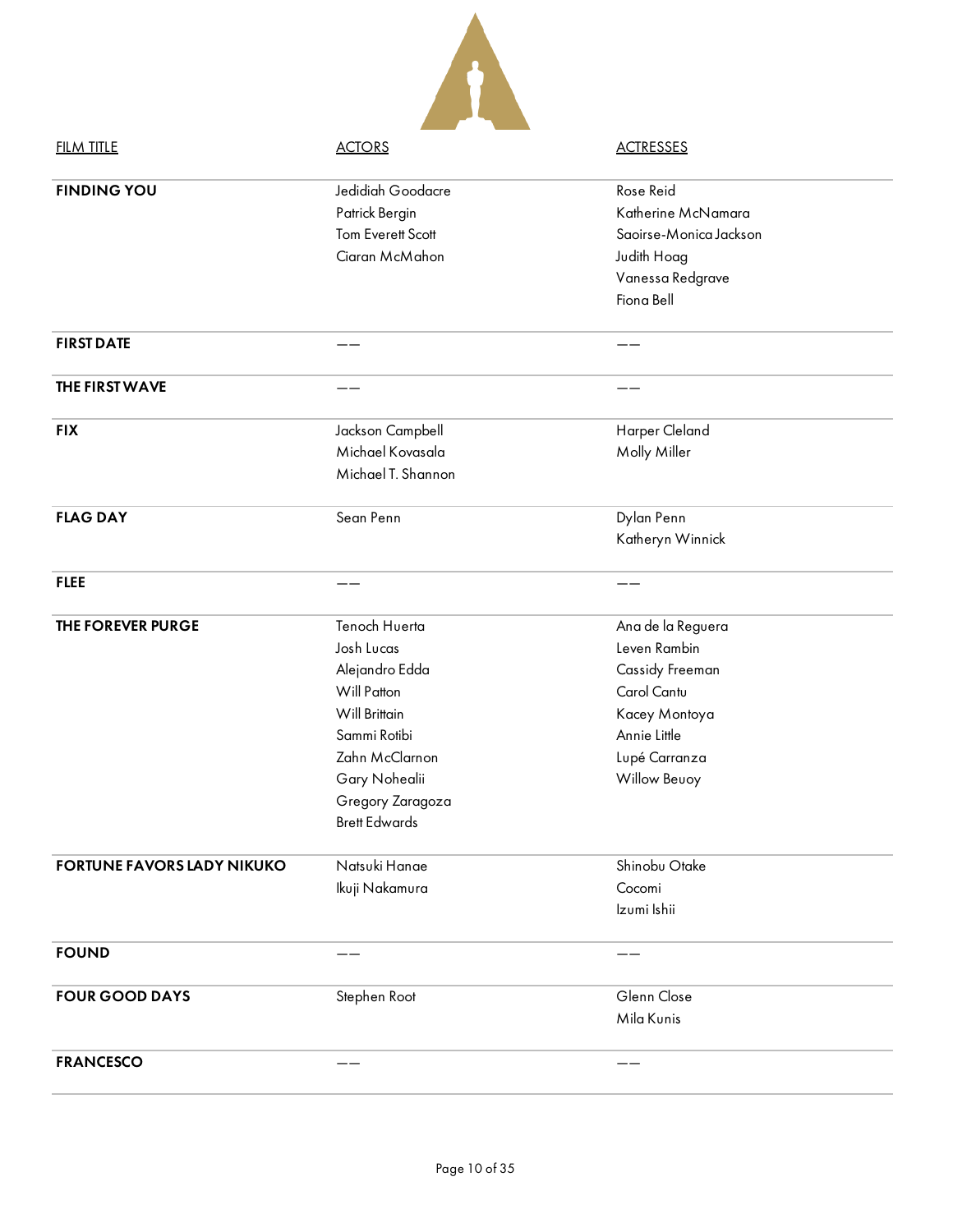| FILM TITLE | ACTORS | ACTRESSES |
|---|---|---|
| **FINDING YOU** | Jedidiah Goodacre<br>Patrick Bergin<br>Tom Everett Scott<br>Ciaran McMahon | Rose Reid<br>Katherine McNamara<br>Saoirse-Monica Jackson<br>Judith Hoag<br>Vanessa Redgrave<br>Fiona Bell |
| **FIRST DATE** | —— | —— |
| **THE FIRST WAVE** | —— | —— |
| **FIX** | Jackson Campbell<br>Michael Kovasala<br>Michael T. Shannon | Harper Cleland<br>Molly Miller |
| **FLAG DAY** | Sean Penn | Dylan Penn<br>Katheryn Winnick |
| **FLEE** | —— | —— |
| **THE FOREVER PURGE** | Tenoch Huerta<br>Josh Lucas<br>Alejandro Edda<br>Will Patton<br>Will Brittain<br>Sammi Rotibi<br>Zahn McClarnon<br>Gary Nohealii<br>Gregory Zaragoza<br>Brett Edwards | Ana de la Reguera<br>Leven Rambin<br>Cassidy Freeman<br>Carol Cantu<br>Kacey Montoya<br>Annie Little<br>Lupé Carranza<br>Willow Beuoy |
| **FORTUNE FAVORS LADY NIKUKO** | Natsuki Hanae<br>Ikuji Nakamura | Shinobu Otake<br>Cocomi<br>Izumi Ishii |
| **FOUND** | —— | —— |
| **FOUR GOOD DAYS** | Stephen Root | Glenn Close<br>Mila Kunis |
| **FRANCESCO** | —— | —— |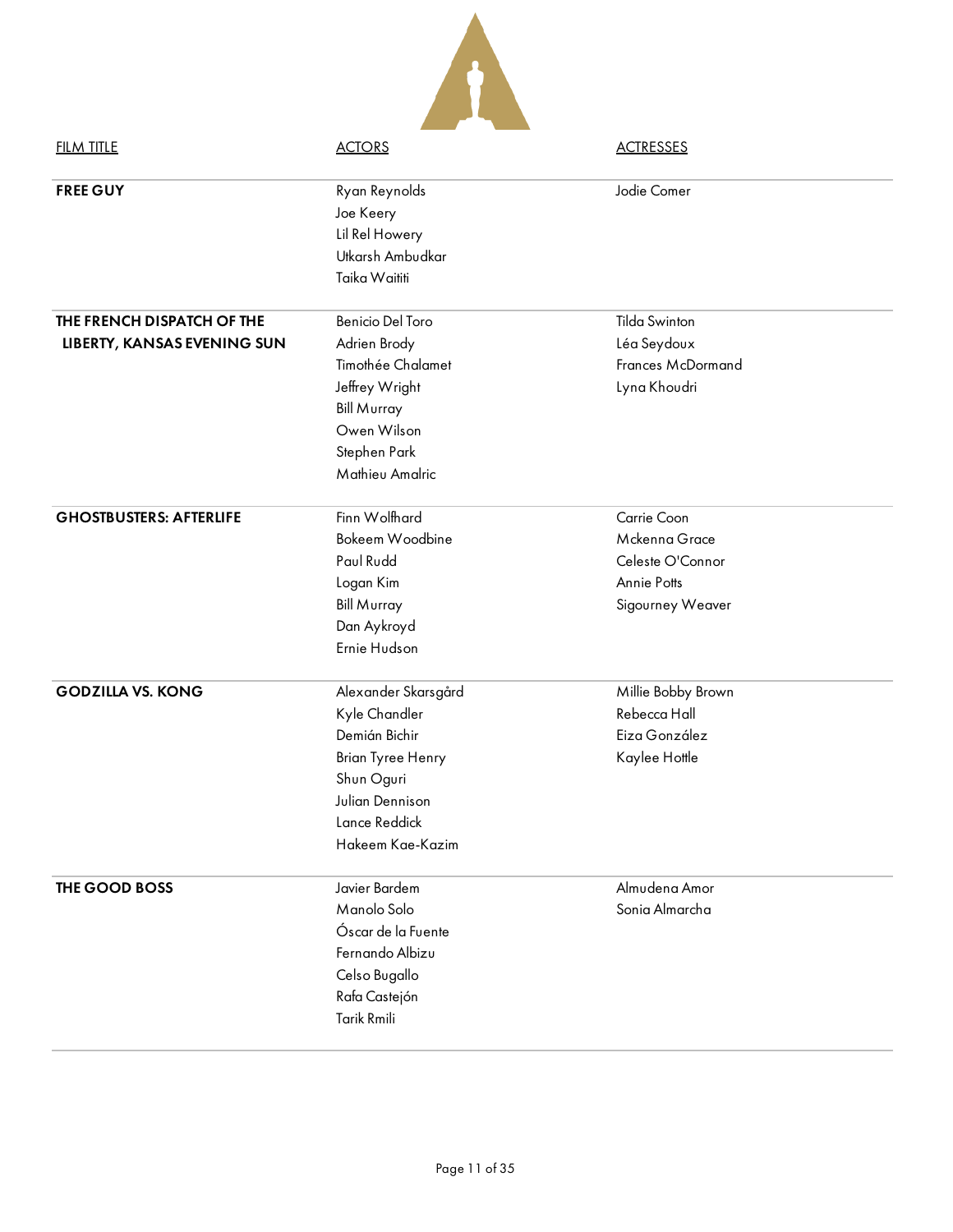| FILM TITLE | ACTORS | ACTRESSES |
| --- | --- | --- |
| **FREE GUY** | Ryan Reynolds<br>Joe Keery<br>Lil Rel Howery<br>Utkarsh Ambudkar<br>Taika Waititi | Jodie Comer |
| **THE FRENCH DISPATCH OF THE LIBERTY, KANSAS EVENING SUN** | Benicio Del Toro<br>Adrien Brody<br>Timothée Chalamet<br>Jeffrey Wright<br>Bill Murray<br>Owen Wilson<br>Stephen Park<br>Mathieu Amalric | Tilda Swinton<br>Léa Seydoux<br>Frances McDormand<br>Lyna Khoudri |
| **GHOSTBUSTERS: AFTERLIFE** | Finn Wolfhard<br>Bokeem Woodbine<br>Paul Rudd<br>Logan Kim<br>Bill Murray<br>Dan Aykroyd<br>Ernie Hudson | Carrie Coon<br>Mckenna Grace<br>Celeste O'Connor<br>Annie Potts<br>Sigourney Weaver |
| **GODZILLA VS. KONG** | Alexander Skarsgård<br>Kyle Chandler<br>Demián Bichir<br>Brian Tyree Henry<br>Shun Oguri<br>Julian Dennison<br>Lance Reddick<br>Hakeem Kae-Kazim | Millie Bobby Brown<br>Rebecca Hall<br>Eiza González<br>Kaylee Hottle |
| **THE GOOD BOSS** | Javier Bardem<br>Manolo Solo<br>Óscar de la Fuente<br>Fernando Albizu<br>Celso Bugallo<br>Rafa Castejón<br>Tarik Rmili | Almudena Amor<br>Sonia Almarcha |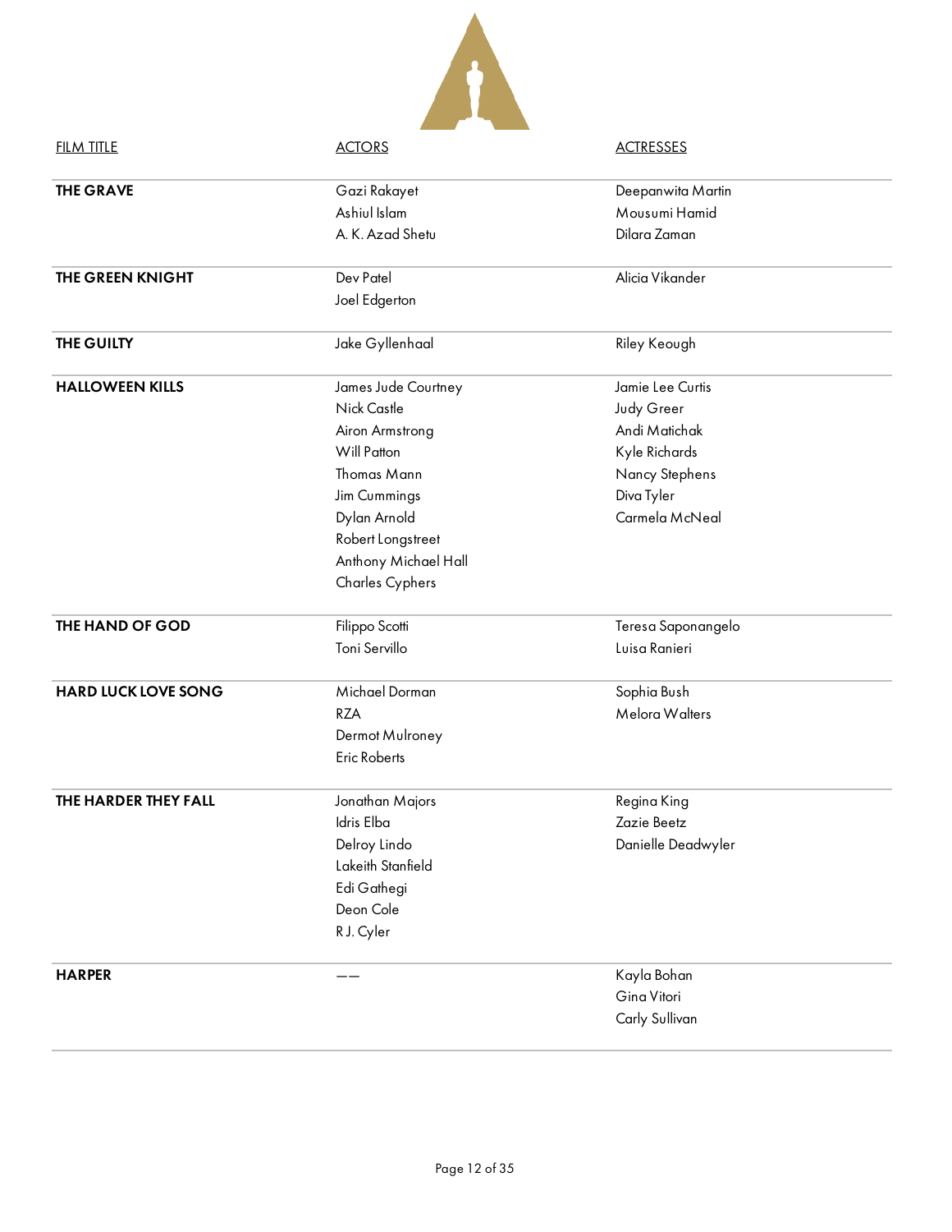| FILM TITLE | ACTORS | ACTRESSES |
|---|---|---|
| **THE GRAVE** | Gazi Rakayet<br>Ashiul Islam<br>A. K. Azad Shetu | Deepanwita Martin<br>Mousumi Hamid<br>Dilara Zaman |
| **THE GREEN KNIGHT** | Dev Patel<br>Joel Edgerton | Alicia Vikander |
| **THE GUILTY** | Jake Gyllenhaal | Riley Keough |
| **HALLOWEEN KILLS** | James Jude Courtney<br>Nick Castle<br>Airon Armstrong<br>Will Patton<br>Thomas Mann<br>Jim Cummings<br>Dylan Arnold<br>Robert Longstreet<br>Anthony Michael Hall<br>Charles Cyphers | Jamie Lee Curtis<br>Judy Greer<br>Andi Matichak<br>Kyle Richards<br>Nancy Stephens<br>Diva Tyler<br>Carmela McNeal |
| **THE HAND OF GOD** | Filippo Scotti<br>Toni Servillo | Teresa Saponangelo<br>Luisa Ranieri |
| **HARD LUCK LOVE SONG** | Michael Dorman<br>RZA<br>Dermot Mulroney<br>Eric Roberts | Sophia Bush<br>Melora Walters |
| **THE HARDER THEY FALL** | Jonathan Majors<br>Idris Elba<br>Delroy Lindo<br>Lakeith Stanfield<br>Edi Gathegi<br>Deon Cole<br>RJ. Cyler | Regina King<br>Zazie Beetz<br>Danielle Deadwyler |
| **HARPER** | —— | Kayla Bohan<br>Gina Vitori<br>Carly Sullivan |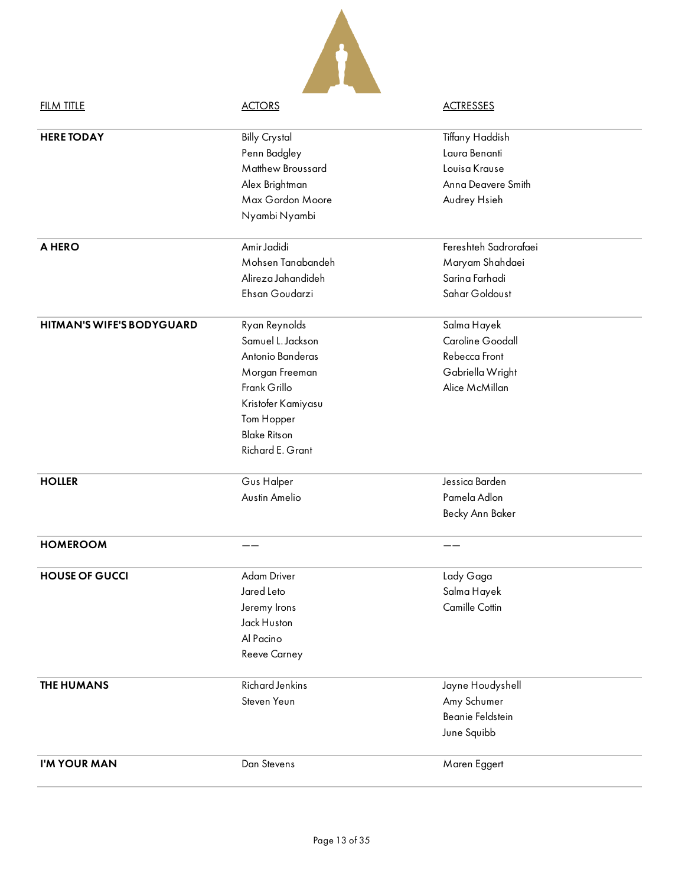| FILM TITLE | ACTORS | ACTRESSES |
|---|---|---|
| **HERE TODAY** | Billy Crystal<br>Penn Badgley<br>Matthew Broussard<br>Alex Brightman<br>Max Gordon Moore<br>Nyambi Nyambi | Tiffany Haddish<br>Laura Benanti<br>Louisa Krause<br>Anna Deavere Smith<br>Audrey Hsieh |
| **A HERO** | Amir Jadidi<br>Mohsen Tanabandeh<br>Alireza Jahandideh<br>Ehsan Goudarzi | Fereshteh Sadrorafaei<br>Maryam Shahdaei<br>Sarina Farhadi<br>Sahar Goldoust |
| **HITMAN'S WIFE'S BODYGUARD** | Ryan Reynolds<br>Samuel L. Jackson<br>Antonio Banderas<br>Morgan Freeman<br>Frank Grillo<br>Kristofer Kamiyasu<br>Tom Hopper<br>Blake Ritson<br>Richard E. Grant | Salma Hayek<br>Caroline Goodall<br>Rebecca Front<br>Gabriella Wright<br>Alice McMillan |
| **HOLLER** | Gus Halper<br>Austin Amelio | Jessica Barden<br>Pamela Adlon<br>Becky Ann Baker |
| **HOMEROOM** | —— | —— |
| **HOUSE OF GUCCI** | Adam Driver<br>Jared Leto<br>Jeremy Irons<br>Jack Huston<br>Al Pacino<br>Reeve Carney | Lady Gaga<br>Salma Hayek<br>Camille Cottin |
| **THE HUMANS** | Richard Jenkins<br>Steven Yeun | Jayne Houdyshell<br>Amy Schumer<br>Beanie Feldstein<br>June Squibb |
| **I'M YOUR MAN** | Dan Stevens | Maren Eggert |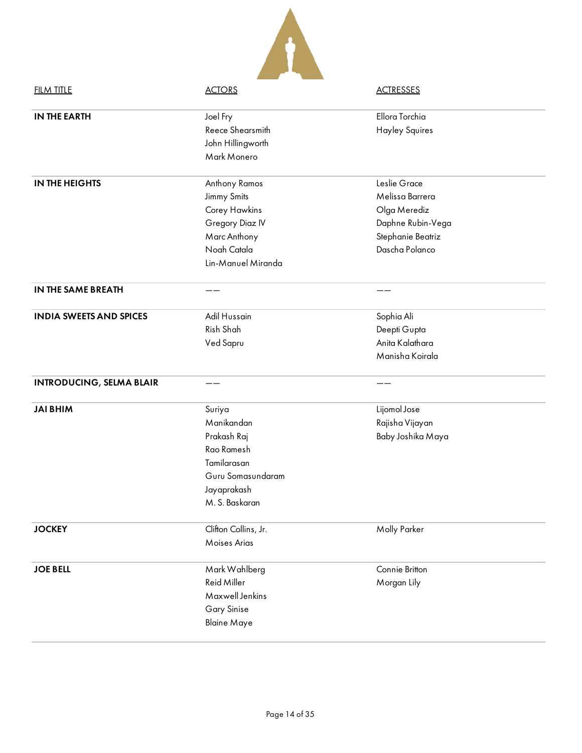| FILM TITLE | ACTORS | ACTRESSES |
|---|---|---|
| **IN THE EARTH** | Joel Fry<br>Reece Shearsmith<br>John Hillingworth<br>Mark Monero | Ellora Torchia<br>Hayley Squires |
| **IN THE HEIGHTS** | Anthony Ramos<br>Jimmy Smits<br>Corey Hawkins<br>Gregory Diaz IV<br>Marc Anthony<br>Noah Catala<br>Lin-Manuel Miranda | Leslie Grace<br>Melissa Barrera<br>Olga Merediz<br>Daphne Rubin-Vega<br>Stephanie Beatriz<br>Dascha Polanco |
| **IN THE SAME BREATH** | —— | —— |
| **INDIA SWEETS AND SPICES** | Adil Hussain<br>Rish Shah<br>Ved Sapru | Sophia Ali<br>Deepti Gupta<br>Anita Kalathara<br>Manisha Koirala |
| **INTRODUCING, SELMA BLAIR** | —— | —— |
| **JAI BHIM** | Suriya<br>Manikandan<br>Prakash Raj<br>Rao Ramesh<br>Tamilarasan<br>Guru Somasundaram<br>Jayaprakash<br>M. S. Baskaran | Lijomol Jose<br>Rajisha Vijayan<br>Baby Joshika Maya |
| **JOCKEY** | Clifton Collins, Jr.<br>Moises Arias | Molly Parker |
| **JOE BELL** | Mark Wahlberg<br>Reid Miller<br>Maxwell Jenkins<br>Gary Sinise<br>Blaine Maye | Connie Britton<br>Morgan Lily |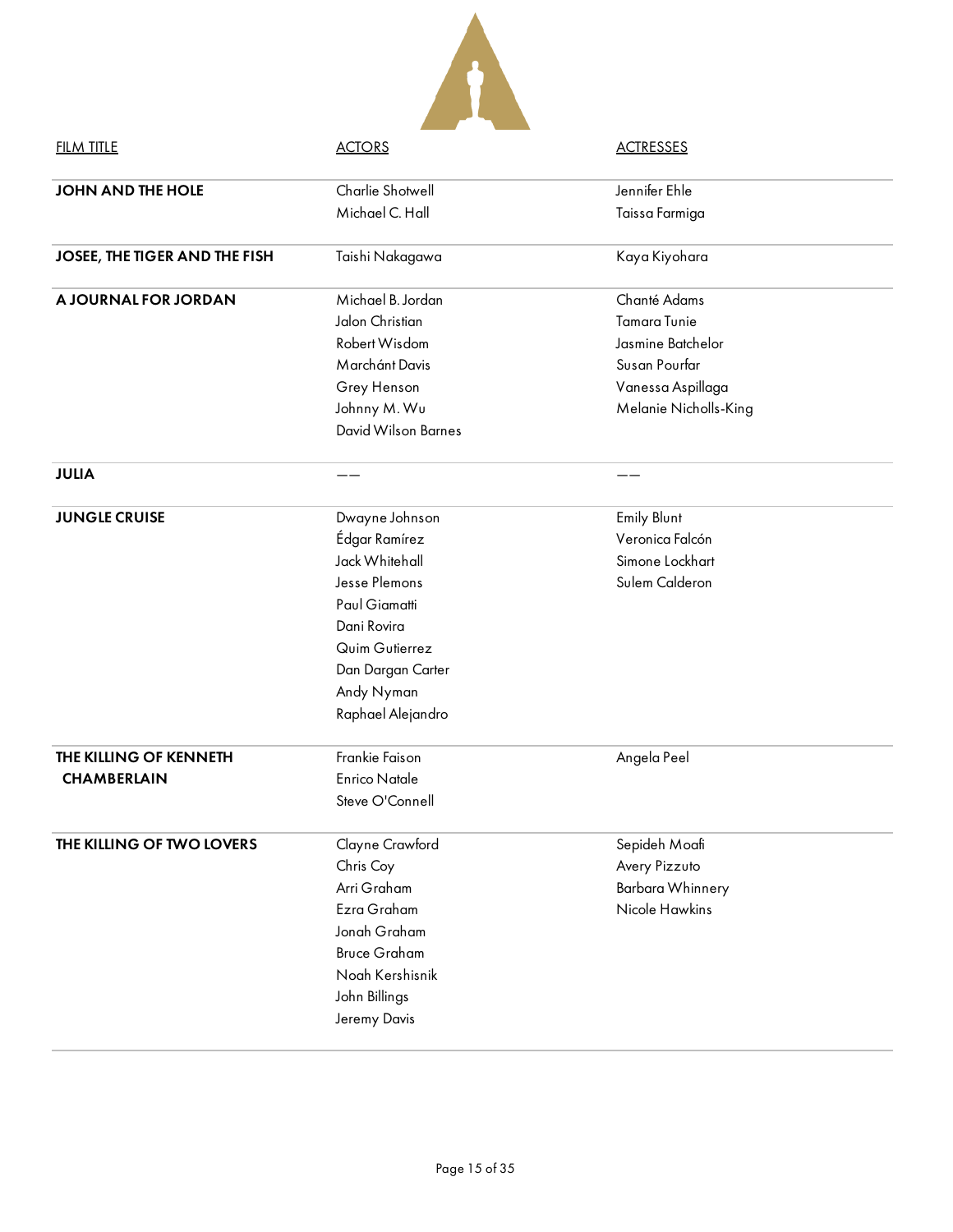| FILM TITLE | ACTORS | ACTRESSES |
|---|---|---|
| **JOHN AND THE HOLE** | Charlie Shotwell<br>Michael C. Hall | Jennifer Ehle<br>Taissa Farmiga |
| **JOSEE, THE TIGER AND THE FISH** | Taishi Nakagawa | Kaya Kiyohara |
| **A JOURNAL FOR JORDAN** | Michael B. Jordan<br>Jalon Christian<br>Robert Wisdom<br>Marchánt Davis<br>Grey Henson<br>Johnny M. Wu<br>David Wilson Barnes | Chanté Adams<br>Tamara Tunie<br>Jasmine Batchelor<br>Susan Pourfar<br>Vanessa Aspillaga<br>Melanie Nicholls-King |
| **JULIA** | —— | —— |
| **JUNGLE CRUISE** | Dwayne Johnson<br>Édgar Ramírez<br>Jack Whitehall<br>Jesse Plemons<br>Paul Giamatti<br>Dani Rovira<br>Quim Gutierrez<br>Dan Dargan Carter<br>Andy Nyman<br>Raphael Alejandro | Emily Blunt<br>Veronica Falcón<br>Simone Lockhart<br>Sulem Calderon |
| **THE KILLING OF KENNETH CHAMBERLAIN** | Frankie Faison<br>Enrico Natale<br>Steve O'Connell | Angela Peel |
| **THE KILLING OF TWO LOVERS** | Clayne Crawford<br>Chris Coy<br>Arri Graham<br>Ezra Graham<br>Jonah Graham<br>Bruce Graham<br>Noah Kershisnik<br>John Billings<br>Jeremy Davis | Sepideh Moafi<br>Avery Pizzuto<br>Barbara Whinnery<br>Nicole Hawkins |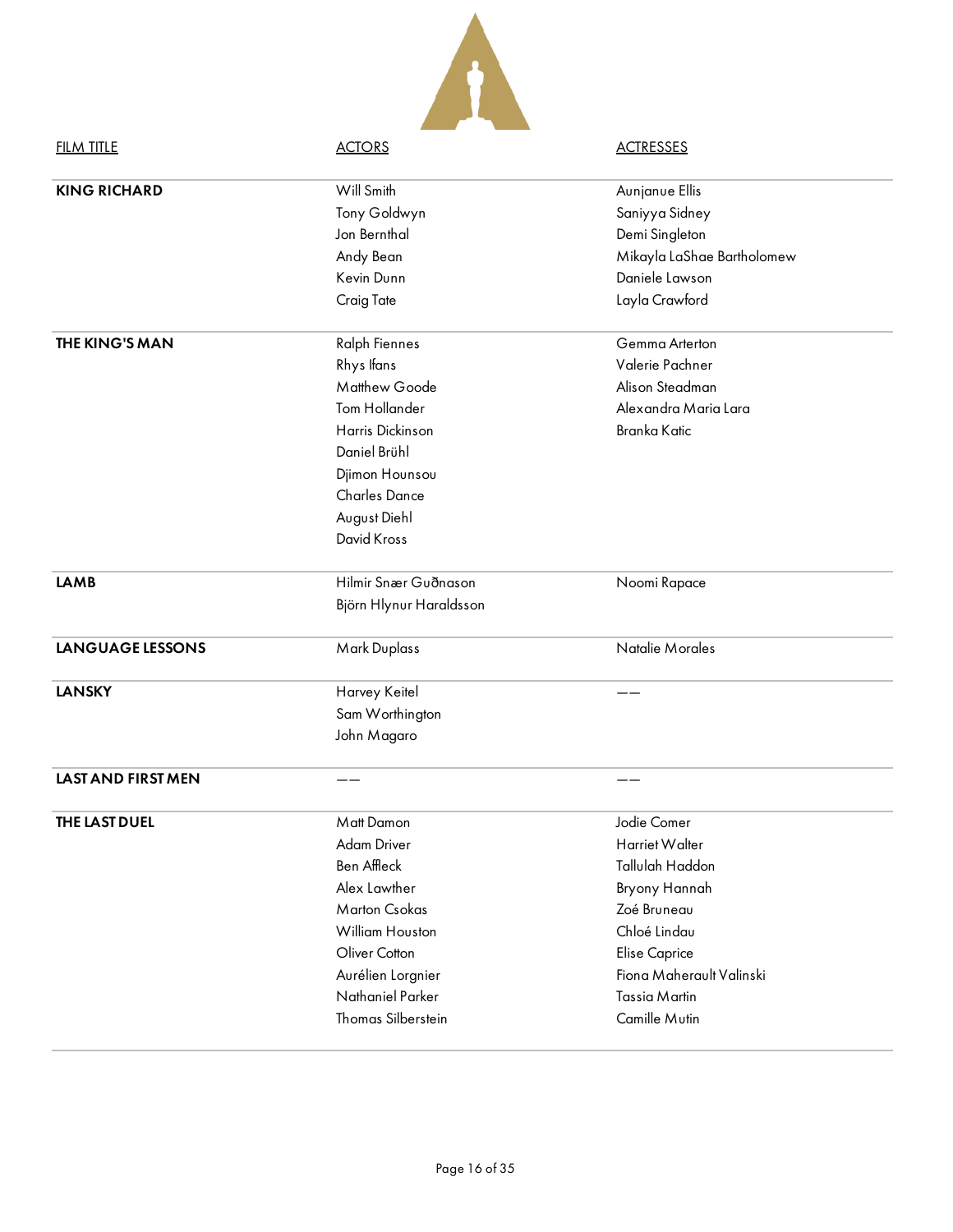| FILM TITLE | ACTORS | ACTRESSES |
|---|---|---|
| **KING RICHARD** | Will Smith<br>Tony Goldwyn<br>Jon Bernthal<br>Andy Bean<br>Kevin Dunn<br>Craig Tate | Aunjanue Ellis<br>Saniyya Sidney<br>Demi Singleton<br>Mikayla LaShae Bartholomew<br>Daniele Lawson<br>Layla Crawford |
| **THE KING'S MAN** | Ralph Fiennes<br>Rhys Ifans<br>Matthew Goode<br>Tom Hollander<br>Harris Dickinson<br>Daniel Brühl<br>Djimon Hounsou<br>Charles Dance<br>August Diehl<br>David Kross | Gemma Arterton<br>Valerie Pachner<br>Alison Steadman<br>Alexandra Maria Lara<br>Branka Katic |
| **LAMB** | Hilmir Snær Guðnason<br>Björn Hlynur Haraldsson | Noomi Rapace |
| **LANGUAGE LESSONS** | Mark Duplass | Natalie Morales |
| **LANSKY** | Harvey Keitel<br>Sam Worthington<br>John Magaro | —— |
| **LAST AND FIRST MEN** | —— | —— |
| **THE LAST DUEL** | Matt Damon<br>Adam Driver<br>Ben Affleck<br>Alex Lawther<br>Marton Csokas<br>William Houston<br>Oliver Cotton<br>Aurélien Lorgnier<br>Nathaniel Parker<br>Thomas Silberstein | Jodie Comer<br>Harriet Walter<br>Tallulah Haddon<br>Bryony Hannah<br>Zoé Bruneau<br>Chloé Lindau<br>Elise Caprice<br>Fiona Maherault Valinski<br>Tassia Martin<br>Camille Mutin |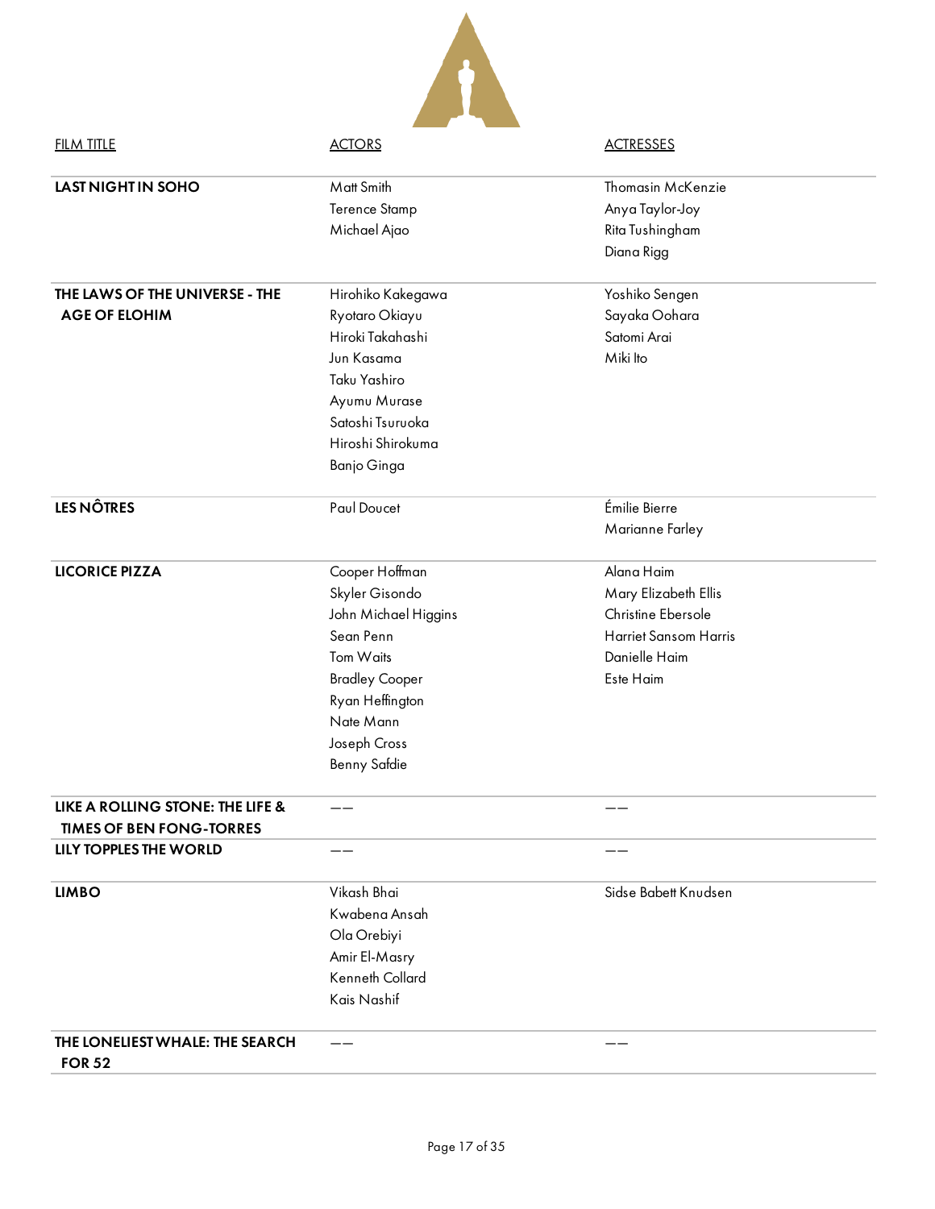| FILM TITLE | ACTORS | ACTRESSES |
|---|---|---|
| **LAST NIGHT IN SOHO** | Matt Smith<br>Terence Stamp<br>Michael Ajao | Thomasin McKenzie<br>Anya Taylor-Joy<br>Rita Tushingham<br>Diana Rigg |
| **THE LAWS OF THE UNIVERSE - THE AGE OF ELOHIM** | Hirohiko Kakegawa<br>Ryotaro Okiayu<br>Hiroki Takahashi<br>Jun Kasama<br>Taku Yashiro<br>Ayumu Murase<br>Satoshi Tsuruoka<br>Hiroshi Shirokuma<br>Banjo Ginga | Yoshiko Sengen<br>Sayaka Oohara<br>Satomi Arai<br>Miki Ito |
| **LES NÔTRES** | Paul Doucet | Émilie Bierre<br>Marianne Farley |
| **LICORICE PIZZA** | Cooper Hoffman<br>Skyler Gisondo<br>John Michael Higgins<br>Sean Penn<br>Tom Waits<br>Bradley Cooper<br>Ryan Heffington<br>Nate Mann<br>Joseph Cross<br>Benny Safdie | Alana Haim<br>Mary Elizabeth Ellis<br>Christine Ebersole<br>Harriet Sansom Harris<br>Danielle Haim<br>Este Haim |
| **LIKE A ROLLING STONE: THE LIFE & TIMES OF BEN FONG-TORRES** | —— | —— |
| **LILY TOPPLES THE WORLD** | —— | —— |
| **LIMBO** | Vikash Bhai<br>Kwabena Ansah<br>Ola Orebiyi<br>Amir El-Masry<br>Kenneth Collard<br>Kais Nashif | Sidse Babett Knudsen |
| **THE LONELIEST WHALE: THE SEARCH FOR 52** | —— | —— |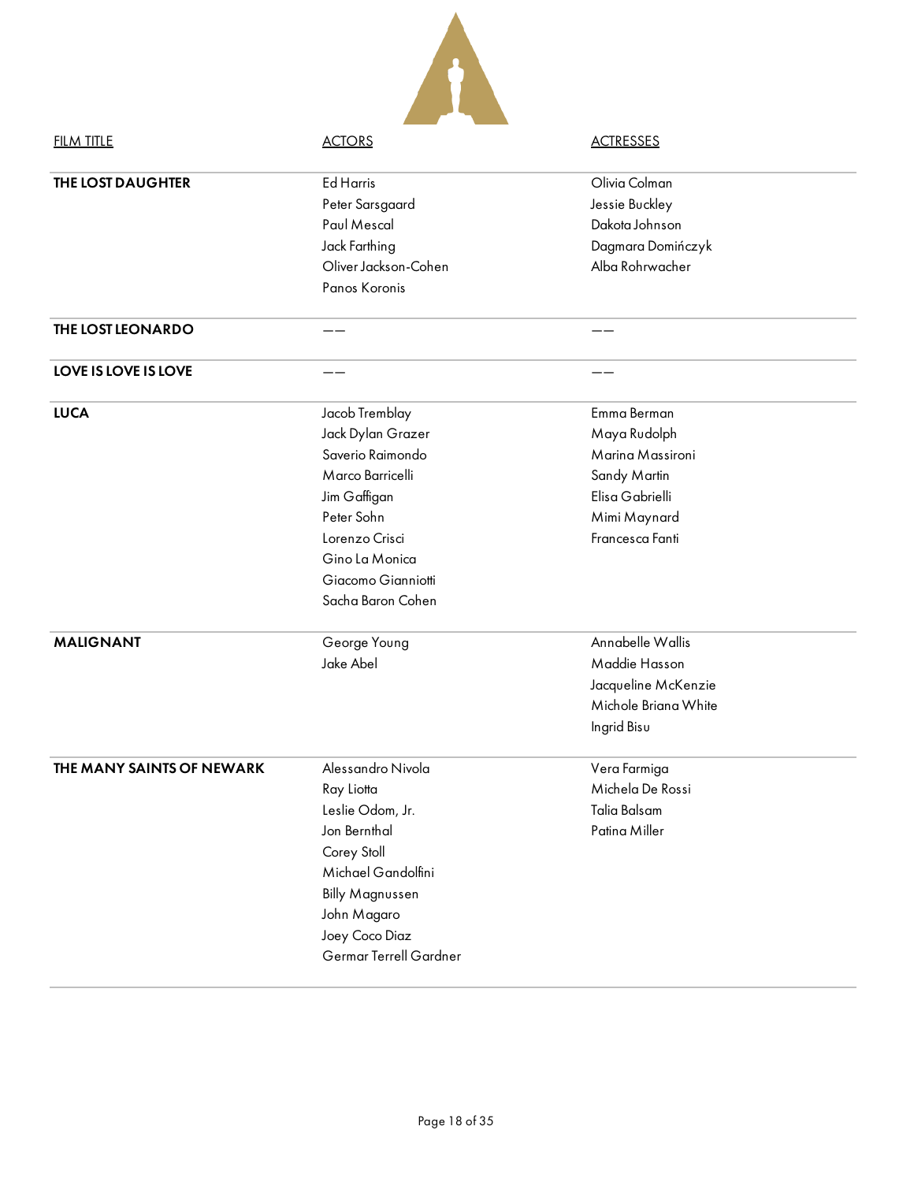| FILM TITLE | ACTORS | ACTRESSES |
|---|---|---|
| **THE LOST DAUGHTER** | Ed Harris<br>Peter Sarsgaard<br>Paul Mescal<br>Jack Farthing<br>Oliver Jackson-Cohen<br>Panos Koronis | Olivia Colman<br>Jessie Buckley<br>Dakota Johnson<br>Dagmara Domińczyk<br>Alba Rohrwacher |
| **THE LOST LEONARDO** | —— | —— |
| **LOVE IS LOVE IS LOVE** | —— | —— |
| **LUCA** | Jacob Tremblay<br>Jack Dylan Grazer<br>Saverio Raimondo<br>Marco Barricelli<br>Jim Gaffigan<br>Peter Sohn<br>Lorenzo Crisci<br>Gino La Monica<br>Giacomo Gianniotti<br>Sacha Baron Cohen | Emma Berman<br>Maya Rudolph<br>Marina Massironi<br>Sandy Martin<br>Elisa Gabrielli<br>Mimi Maynard<br>Francesca Fanti |
| **MALIGNANT** | George Young<br>Jake Abel | Annabelle Wallis<br>Maddie Hasson<br>Jacqueline McKenzie<br>Michole Briana White<br>Ingrid Bisu |
| **THE MANY SAINTS OF NEWARK** | Alessandro Nivola<br>Ray Liotta<br>Leslie Odom, Jr.<br>Jon Bernthal<br>Corey Stoll<br>Michael Gandolfini<br>Billy Magnussen<br>John Magaro<br>Joey Coco Diaz<br>Germar Terrell Gardner | Vera Farmiga<br>Michela De Rossi<br>Talia Balsam<br>Patina Miller |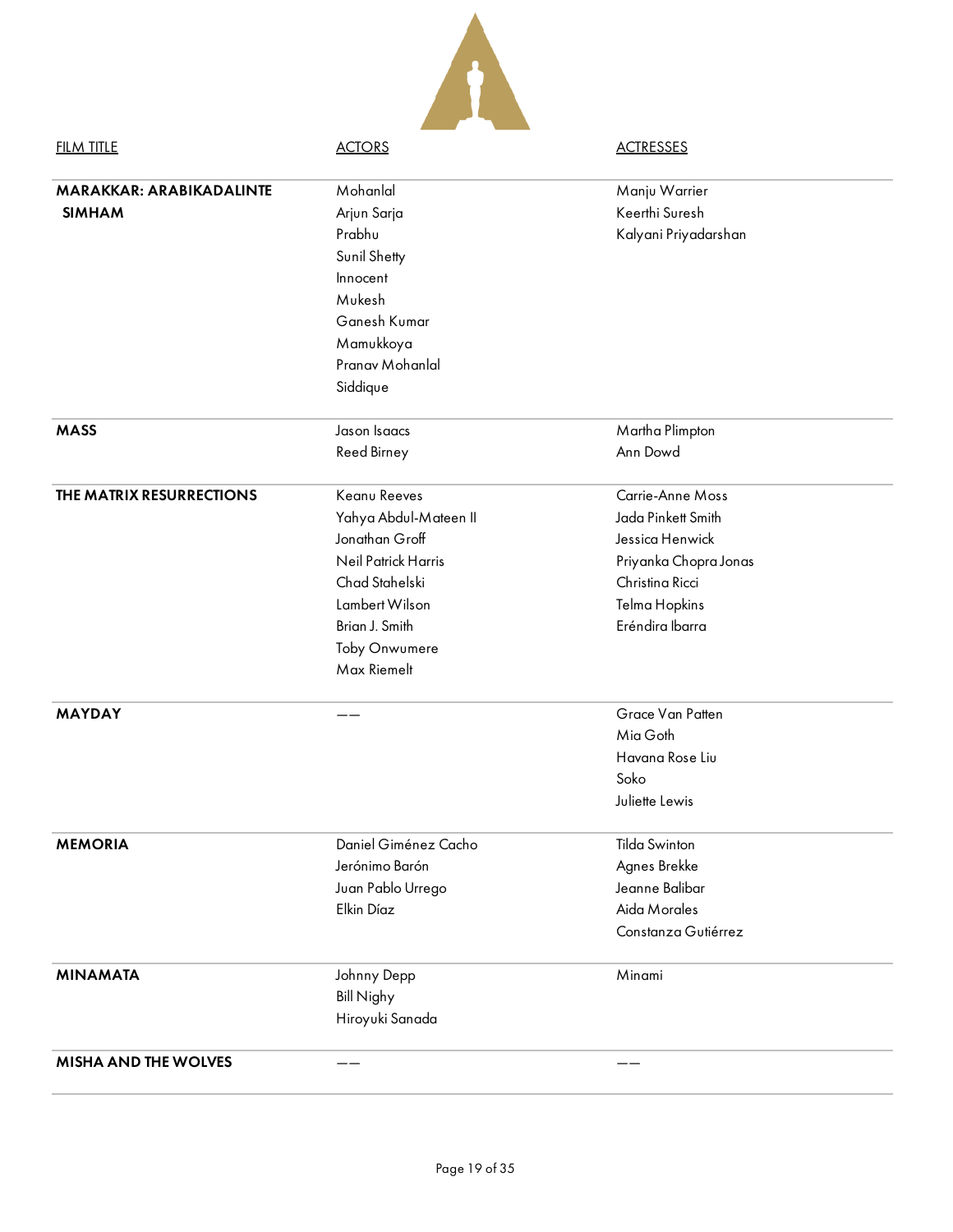| FILM TITLE | ACTORS | ACTRESSES |
|---|---|---|
| **MARAKKAR: ARABIKADALINTE SIMHAM** | Mohanlal<br>Arjun Sarja<br>Prabhu<br>Sunil Shetty<br>Innocent<br>Mukesh<br>Ganesh Kumar<br>Mamukkoya<br>Pranav Mohanlal<br>Siddique | Manju Warrier<br>Keerthi Suresh<br>Kalyani Priyadarshan |
| **MASS** | Jason Isaacs<br>Reed Birney | Martha Plimpton<br>Ann Dowd |
| **THE MATRIX RESURRECTIONS** | Keanu Reeves<br>Yahya Abdul-Mateen II<br>Jonathan Groff<br>Neil Patrick Harris<br>Chad Stahelski<br>Lambert Wilson<br>Brian J. Smith<br>Toby Onwumere<br>Max Riemelt | Carrie-Anne Moss<br>Jada Pinkett Smith<br>Jessica Henwick<br>Priyanka Chopra Jonas<br>Christina Ricci<br>Telma Hopkins<br>Eréndira Ibarra |
| **MAYDAY** | —— | Grace Van Patten<br>Mia Goth<br>Havana Rose Liu<br>Soko<br>Juliette Lewis |
| **MEMORIA** | Daniel Giménez Cacho<br>Jerónimo Barón<br>Juan Pablo Urrego<br>Elkin Díaz | Tilda Swinton<br>Agnes Brekke<br>Jeanne Balibar<br>Aida Morales<br>Constanza Gutiérrez |
| **MINAMATA** | Johnny Depp<br>Bill Nighy<br>Hiroyuki Sanada | Minami |
| **MISHA AND THE WOLVES** | —— | —— |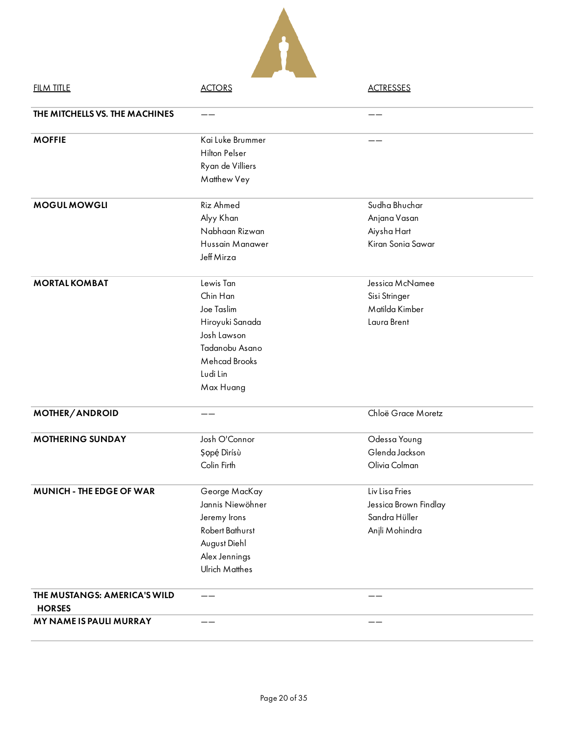| FILM TITLE | ACTORS | ACTRESSES |
|---|---|---|
| **THE MITCHELLS VS. THE MACHINES** | —— | —— |
| **MOFFIE** | Kai Luke Brummer<br>Hilton Pelser<br>Ryan de Villiers<br>Matthew Vey | —— |
| **MOGUL MOWGLI** | Riz Ahmed<br>Alyy Khan<br>Nabhaan Rizwan<br>Hussain Manawer<br>Jeff Mirza | Sudha Bhuchar<br>Anjana Vasan<br>Aiysha Hart<br>Kiran Sonia Sawar |
| **MORTAL KOMBAT** | Lewis Tan<br>Chin Han<br>Joe Taslim<br>Hiroyuki Sanada<br>Josh Lawson<br>Tadanobu Asano<br>Mehcad Brooks<br>Ludi Lin<br>Max Huang | Jessica McNamee<br>Sisi Stringer<br>Matilda Kimber<br>Laura Brent |
| **MOTHER/ANDROID** | —— | Chloë Grace Moretz |
| **MOTHERING SUNDAY** | Josh O'Connor<br>Ṣọpẹ́ Dìrísù<br>Colin Firth | Odessa Young<br>Glenda Jackson<br>Olivia Colman |
| **MUNICH - THE EDGE OF WAR** | George MacKay<br>Jannis Niewöhner<br>Jeremy Irons<br>Robert Bathurst<br>August Diehl<br>Alex Jennings<br>Ulrich Matthes | Liv Lisa Fries<br>Jessica Brown Findlay<br>Sandra Hüller<br>Anjli Mohindra |
| **THE MUSTANGS: AMERICA'S WILD HORSES** | —— | —— |
| **MY NAME IS PAULI MURRAY** | —— | —— |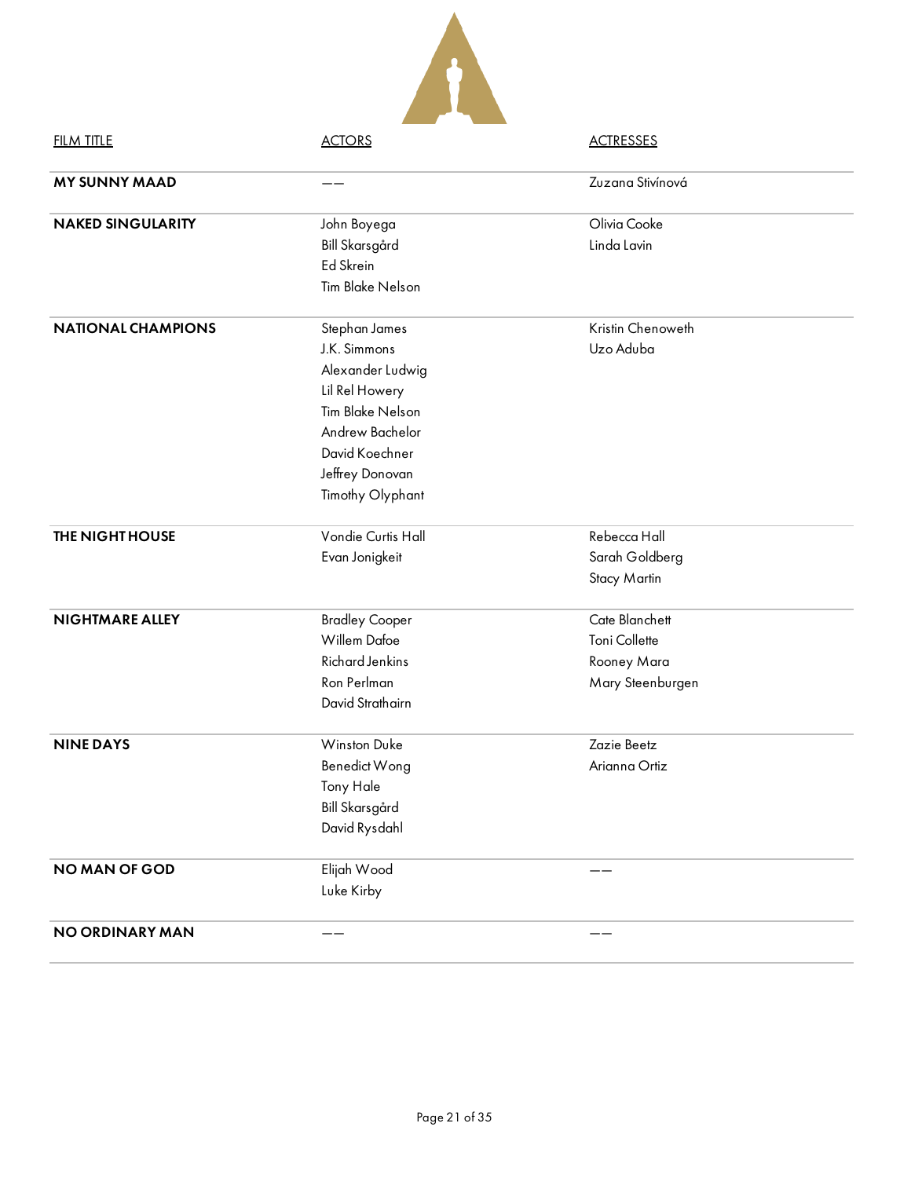| FILM TITLE | ACTORS | ACTRESSES |
| --- | --- | --- |
| **MY SUNNY MAAD** | —— | Zuzana Stivínová |
| **NAKED SINGULARITY** | John Boyega<br>Bill Skarsgård<br>Ed Skrein<br>Tim Blake Nelson | Olivia Cooke<br>Linda Lavin |
| **NATIONAL CHAMPIONS** | Stephan James<br>J.K. Simmons<br>Alexander Ludwig<br>Lil Rel Howery<br>Tim Blake Nelson<br>Andrew Bachelor<br>David Koechner<br>Jeffrey Donovan<br>Timothy Olyphant | Kristin Chenoweth<br>Uzo Aduba |
| **THE NIGHT HOUSE** | Vondie Curtis Hall<br>Evan Jonigkeit | Rebecca Hall<br>Sarah Goldberg<br>Stacy Martin |
| **NIGHTMARE ALLEY** | Bradley Cooper<br>Willem Dafoe<br>Richard Jenkins<br>Ron Perlman<br>David Strathairn | Cate Blanchett<br>Toni Collette<br>Rooney Mara<br>Mary Steenburgen |
| **NINE DAYS** | Winston Duke<br>Benedict Wong<br>Tony Hale<br>Bill Skarsgård<br>David Rysdahl | Zazie Beetz<br>Arianna Ortiz |
| **NO MAN OF GOD** | Elijah Wood<br>Luke Kirby | —— |
| **NO ORDINARY MAN** | —— | —— |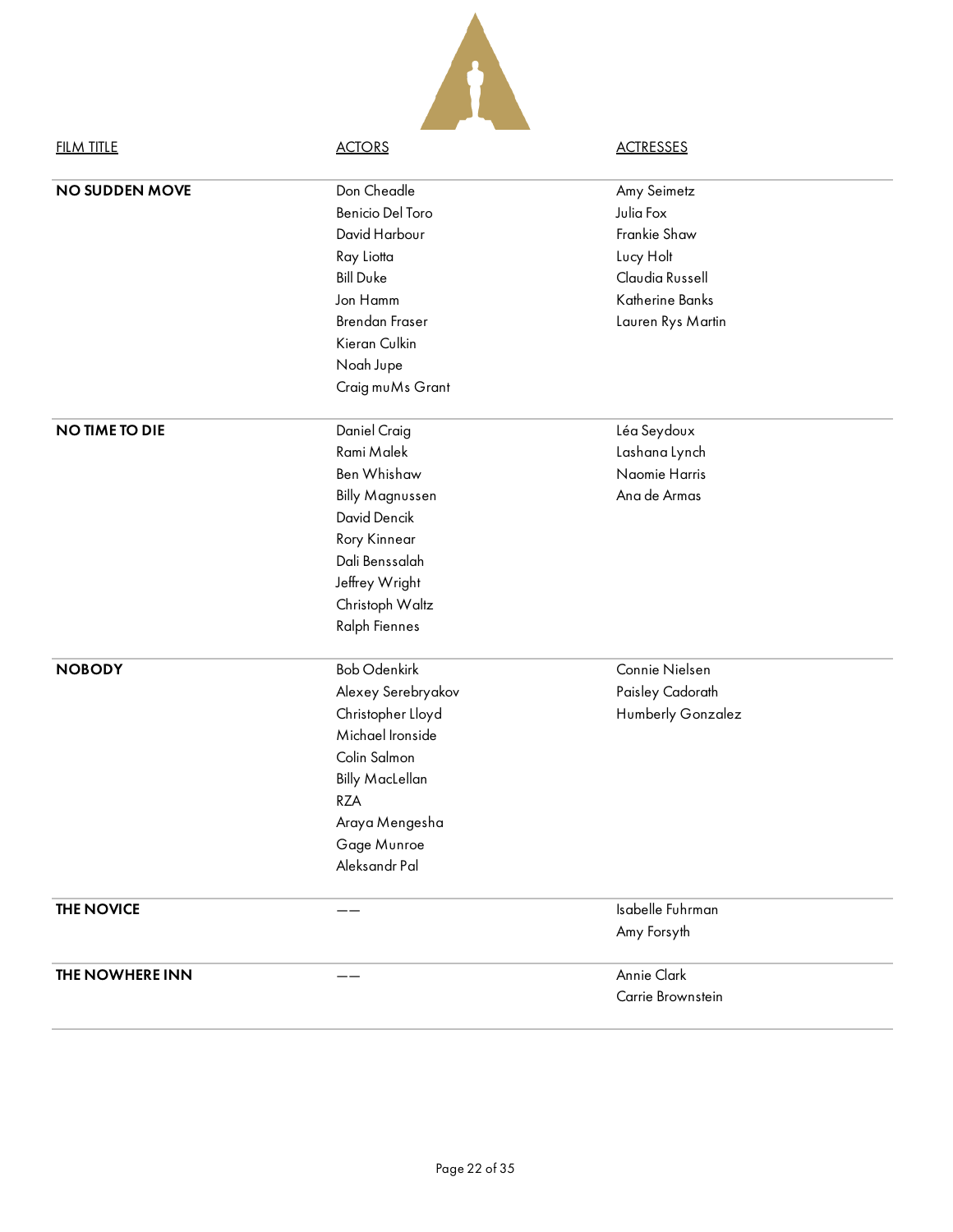| FILM TITLE | ACTORS | ACTRESSES |
|---|---|---|
| **NO SUDDEN MOVE** | Don Cheadle<br>Benicio Del Toro<br>David Harbour<br>Ray Liotta<br>Bill Duke<br>Jon Hamm<br>Brendan Fraser<br>Kieran Culkin<br>Noah Jupe<br>Craig muMs Grant | Amy Seimetz<br>Julia Fox<br>Frankie Shaw<br>Lucy Holt<br>Claudia Russell<br>Katherine Banks<br>Lauren Rys Martin |
| **NO TIME TO DIE** | Daniel Craig<br>Rami Malek<br>Ben Whishaw<br>Billy Magnussen<br>David Dencik<br>Rory Kinnear<br>Dali Benssalah<br>Jeffrey Wright<br>Christoph Waltz<br>Ralph Fiennes | Léa Seydoux<br>Lashana Lynch<br>Naomie Harris<br>Ana de Armas |
| **NOBODY** | Bob Odenkirk<br>Alexey Serebryakov<br>Christopher Lloyd<br>Michael Ironside<br>Colin Salmon<br>Billy MacLellan<br>RZA<br>Araya Mengesha<br>Gage Munroe<br>Aleksandr Pal | Connie Nielsen<br>Paisley Cadorath<br>Humberly Gonzalez |
| **THE NOVICE** | –– | Isabelle Fuhrman<br>Amy Forsyth |
| **THE NOWHERE INN** | –– | Annie Clark<br>Carrie Brownstein |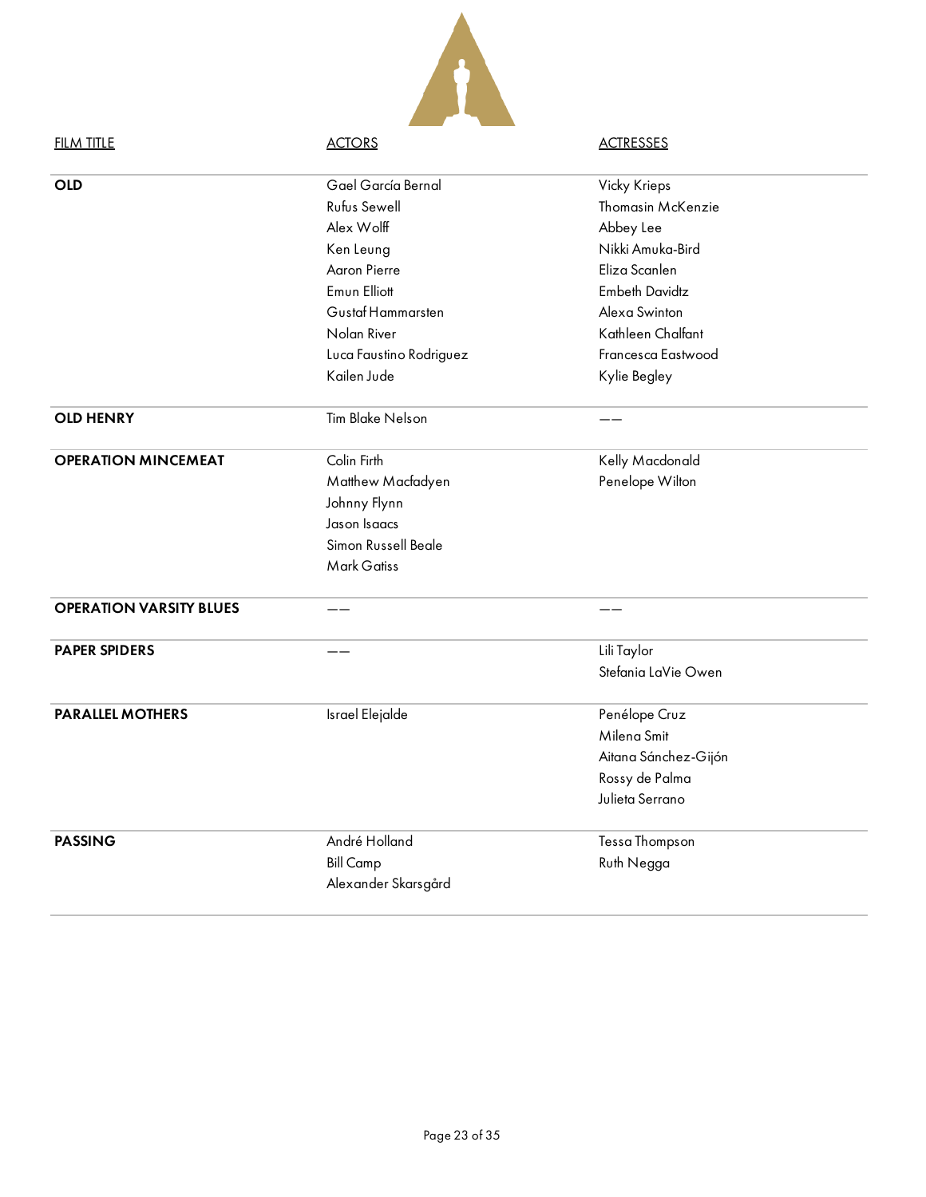| FILM TITLE | ACTORS | ACTRESSES |
|---|---|---|
| **OLD** | Gael García Bernal<br>Rufus Sewell<br>Alex Wolff<br>Ken Leung<br>Aaron Pierre<br>Emun Elliott<br>Gustaf Hammarsten<br>Nolan River<br>Luca Faustino Rodriguez<br>Kailen Jude | Vicky Krieps<br>Thomasin McKenzie<br>Abbey Lee<br>Nikki Amuka-Bird<br>Eliza Scanlen<br>Embeth Davidtz<br>Alexa Swinton<br>Kathleen Chalfant<br>Francesca Eastwood<br>Kylie Begley |
| **OLD HENRY** | Tim Blake Nelson | —— |
| **OPERATION MINCEMEAT** | Colin Firth<br>Matthew Macfadyen<br>Johnny Flynn<br>Jason Isaacs<br>Simon Russell Beale<br>Mark Gatiss | Kelly Macdonald<br>Penelope Wilton |
| **OPERATION VARSITY BLUES** | —— | —— |
| **PAPER SPIDERS** | —— | Lili Taylor<br>Stefania LaVie Owen |
| **PARALLEL MOTHERS** | Israel Elejalde | Penélope Cruz<br>Milena Smit<br>Aitana Sánchez-Gijón<br>Rossy de Palma<br>Julieta Serrano |
| **PASSING** | André Holland<br>Bill Camp<br>Alexander Skarsgård | Tessa Thompson<br>Ruth Negga |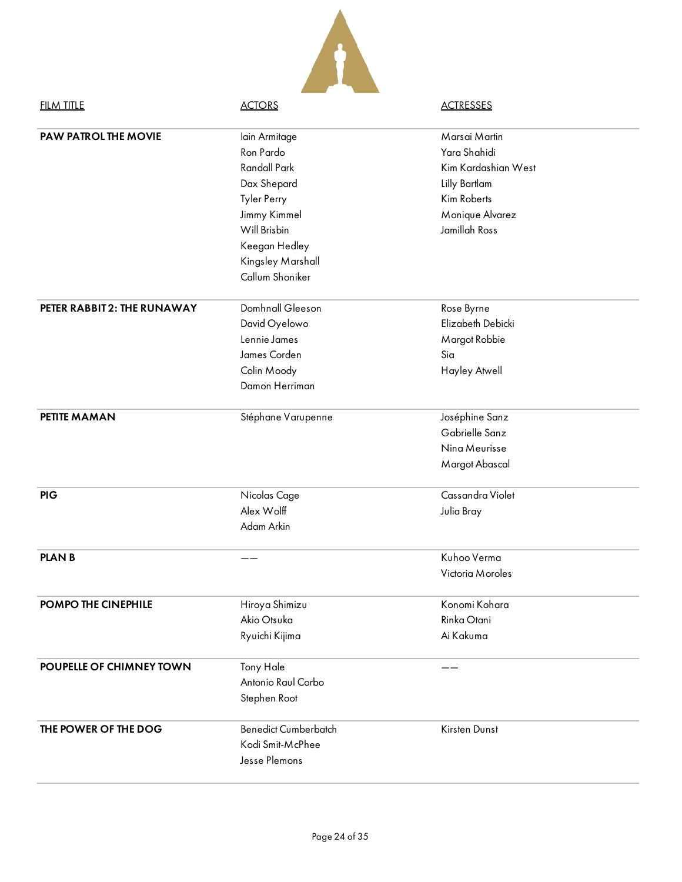| FILM TITLE | ACTORS | ACTRESSES |
|---|---|---|
| **PAW PATROL THE MOVIE** | Iain Armitage<br>Ron Pardo<br>Randall Park<br>Dax Shepard<br>Tyler Perry<br>Jimmy Kimmel<br>Will Brisbin<br>Keegan Hedley<br>Kingsley Marshall<br>Callum Shoniker | Marsai Martin<br>Yara Shahidi<br>Kim Kardashian West<br>Lilly Bartlam<br>Kim Roberts<br>Monique Alvarez<br>Jamillah Ross |
| **PETER RABBIT 2: THE RUNAWAY** | Domhnall Gleeson<br>David Oyelowo<br>Lennie James<br>James Corden<br>Colin Moody<br>Damon Herriman | Rose Byrne<br>Elizabeth Debicki<br>Margot Robbie<br>Sia<br>Hayley Atwell |
| **PETITE MAMAN** | Stéphane Varupenne | Joséphine Sanz<br>Gabrielle Sanz<br>Nina Meurisse<br>Margot Abascal |
| **PIG** | Nicolas Cage<br>Alex Wolff<br>Adam Arkin | Cassandra Violet<br>Julia Bray |
| **PLAN B** | –– | Kuhoo Verma<br>Victoria Moroles |
| **POMPO THE CINEPHILE** | Hiroya Shimizu<br>Akio Otsuka<br>Ryuichi Kijima | Konomi Kohara<br>Rinka Otani<br>Ai Kakuma |
| **POUPELLE OF CHIMNEY TOWN** | Tony Hale<br>Antonio Raul Corbo<br>Stephen Root | –– |
| **THE POWER OF THE DOG** | Benedict Cumberbatch<br>Kodi Smit-McPhee<br>Jesse Plemons | Kirsten Dunst |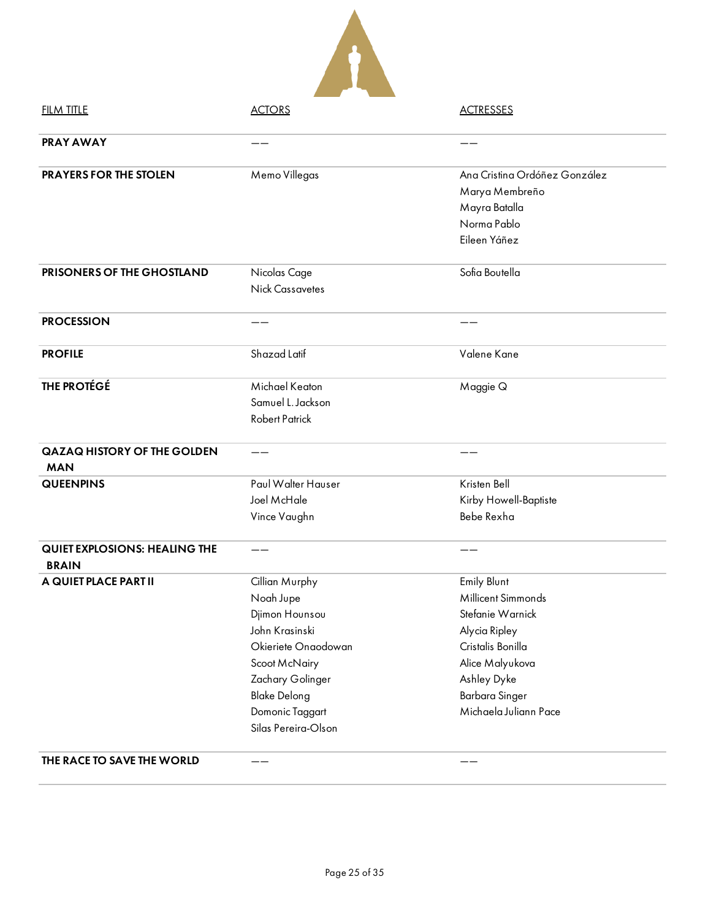| FILM TITLE | ACTORS | ACTRESSES |
|---|---|---|
| **PRAY AWAY** | —— | —— |
| **PRAYERS FOR THE STOLEN** | Memo Villegas | Ana Cristina Ordóñez González<br>Marya Membreño<br>Mayra Batalla<br>Norma Pablo<br>Eileen Yáñez |
| **PRISONERS OF THE GHOSTLAND** | Nicolas Cage<br>Nick Cassavetes | Sofia Boutella |
| **PROCESSION** | —— | —— |
| **PROFILE** | Shazad Latif | Valene Kane |
| **THE PROTÉGÉ** | Michael Keaton<br>Samuel L. Jackson<br>Robert Patrick | Maggie Q |
| **QAZAQ HISTORY OF THE GOLDEN MAN** | —— | —— |
| **QUEENPINS** | Paul Walter Hauser<br>Joel McHale<br>Vince Vaughn | Kristen Bell<br>Kirby Howell-Baptiste<br>Bebe Rexha |
| **QUIET EXPLOSIONS: HEALING THE BRAIN** | —— | —— |
| **A QUIET PLACE PART II** | Cillian Murphy<br>Noah Jupe<br>Djimon Hounsou<br>John Krasinski<br>Okieriete Onaodowan<br>Scoot McNairy<br>Zachary Golinger<br>Blake Delong<br>Domonic Taggart<br>Silas Pereira-Olson | Emily Blunt<br>Millicent Simmonds<br>Stefanie Warnick<br>Alycia Ripley<br>Cristalis Bonilla<br>Alice Malyukova<br>Ashley Dyke<br>Barbara Singer<br>Michaela Juliann Pace |
| **THE RACE TO SAVE THE WORLD** | —— | —— |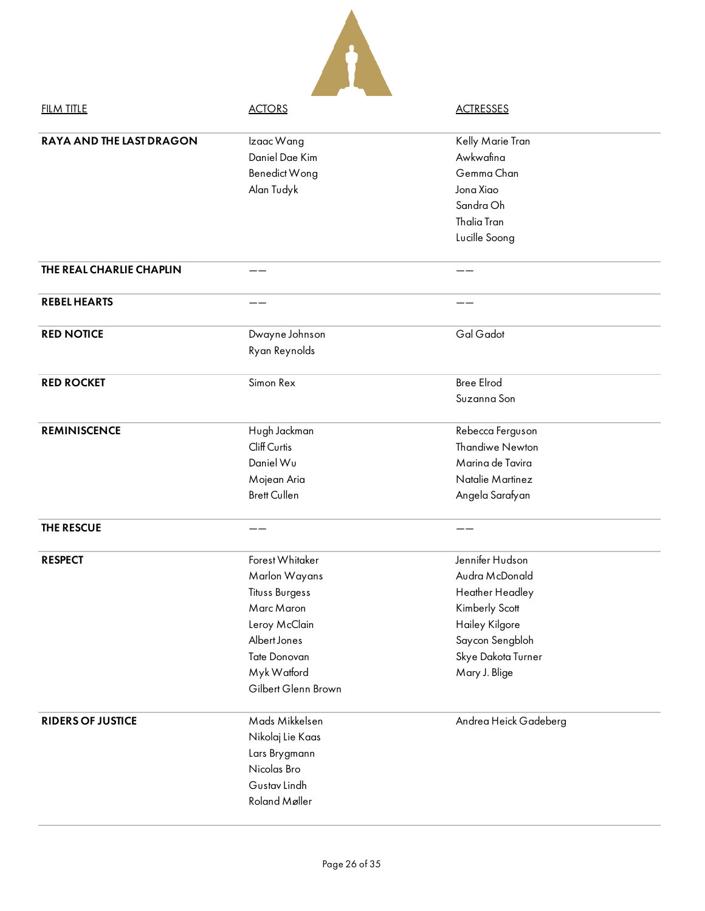| FILM TITLE | ACTORS | ACTRESSES |
|---|---|---|
| **RAYA AND THE LAST DRAGON** | Izaac Wang<br>Daniel Dae Kim<br>Benedict Wong<br>Alan Tudyk | Kelly Marie Tran<br>Awkwafina<br>Gemma Chan<br>Jona Xiao<br>Sandra Oh<br>Thalia Tran<br>Lucille Soong |
| **THE REAL CHARLIE CHAPLIN** | —— | —— |
| **REBEL HEARTS** | —— | —— |
| **RED NOTICE** | Dwayne Johnson<br>Ryan Reynolds | Gal Gadot |
| **RED ROCKET** | Simon Rex | Bree Elrod<br>Suzanna Son |
| **REMINISCENCE** | Hugh Jackman<br>Cliff Curtis<br>Daniel Wu<br>Mojean Aria<br>Brett Cullen | Rebecca Ferguson<br>Thandiwe Newton<br>Marina de Tavira<br>Natalie Martinez<br>Angela Sarafyan |
| **THE RESCUE** | —— | —— |
| **RESPECT** | Forest Whitaker<br>Marlon Wayans<br>Tituss Burgess<br>Marc Maron<br>Leroy McClain<br>Albert Jones<br>Tate Donovan<br>Myk Watford<br>Gilbert Glenn Brown | Jennifer Hudson<br>Audra McDonald<br>Heather Headley<br>Kimberly Scott<br>Hailey Kilgore<br>Saycon Sengbloh<br>Skye Dakota Turner<br>Mary J. Blige |
| **RIDERS OF JUSTICE** | Mads Mikkelsen<br>Nikolaj Lie Kaas<br>Lars Brygmann<br>Nicolas Bro<br>Gustav Lindh<br>Roland Møller | Andrea Heick Gadeberg |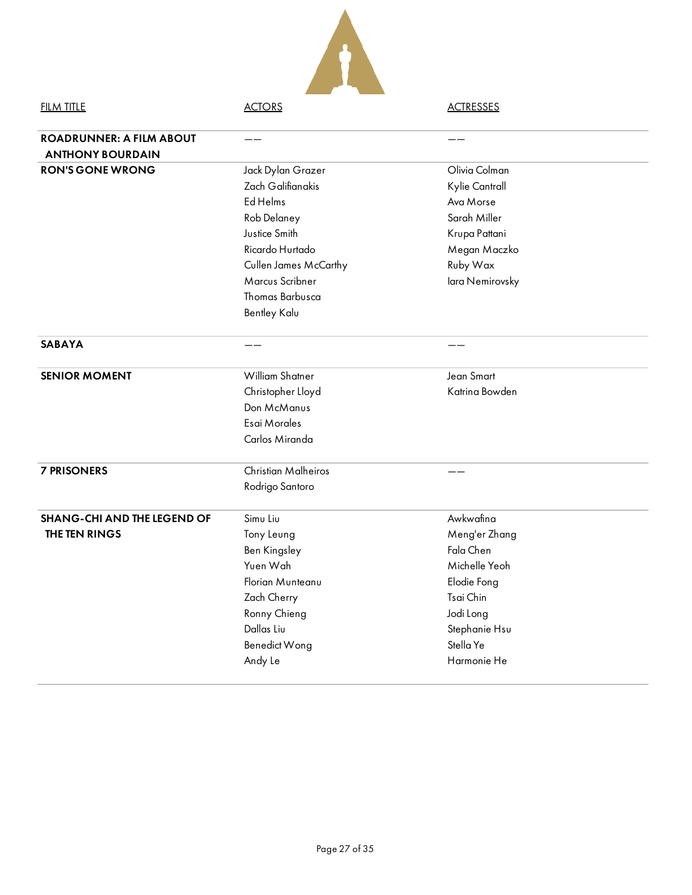| FILM TITLE | ACTORS | ACTRESSES |
|---|---|---|
| **ROADRUNNER: A FILM ABOUT ANTHONY BOURDAIN** | —— | —— |
| **RON'S GONE WRONG** | Jack Dylan Grazer<br>Zach Galifianakis<br>Ed Helms<br>Rob Delaney<br>Justice Smith<br>Ricardo Hurtado<br>Cullen James McCarthy<br>Marcus Scribner<br>Thomas Barbusca<br>Bentley Kalu | Olivia Colman<br>Kylie Cantrall<br>Ava Morse<br>Sarah Miller<br>Krupa Pattani<br>Megan Maczko<br>Ruby Wax<br>Iara Nemirovsky |
| **SABAYA** | —— | —— |
| **SENIOR MOMENT** | William Shatner<br>Christopher Lloyd<br>Don McManus<br>Esai Morales<br>Carlos Miranda | Jean Smart<br>Katrina Bowden |
| **7 PRISONERS** | Christian Malheiros<br>Rodrigo Santoro | —— |
| **SHANG-CHI AND THE LEGEND OF THE TEN RINGS** | Simu Liu<br>Tony Leung<br>Ben Kingsley<br>Yuen Wah<br>Florian Munteanu<br>Zach Cherry<br>Ronny Chieng<br>Dallas Liu<br>Benedict Wong<br>Andy Le | Awkwafina<br>Meng'er Zhang<br>Fala Chen<br>Michelle Yeoh<br>Elodie Fong<br>Tsai Chin<br>Jodi Long<br>Stephanie Hsu<br>Stella Ye<br>Harmonie He |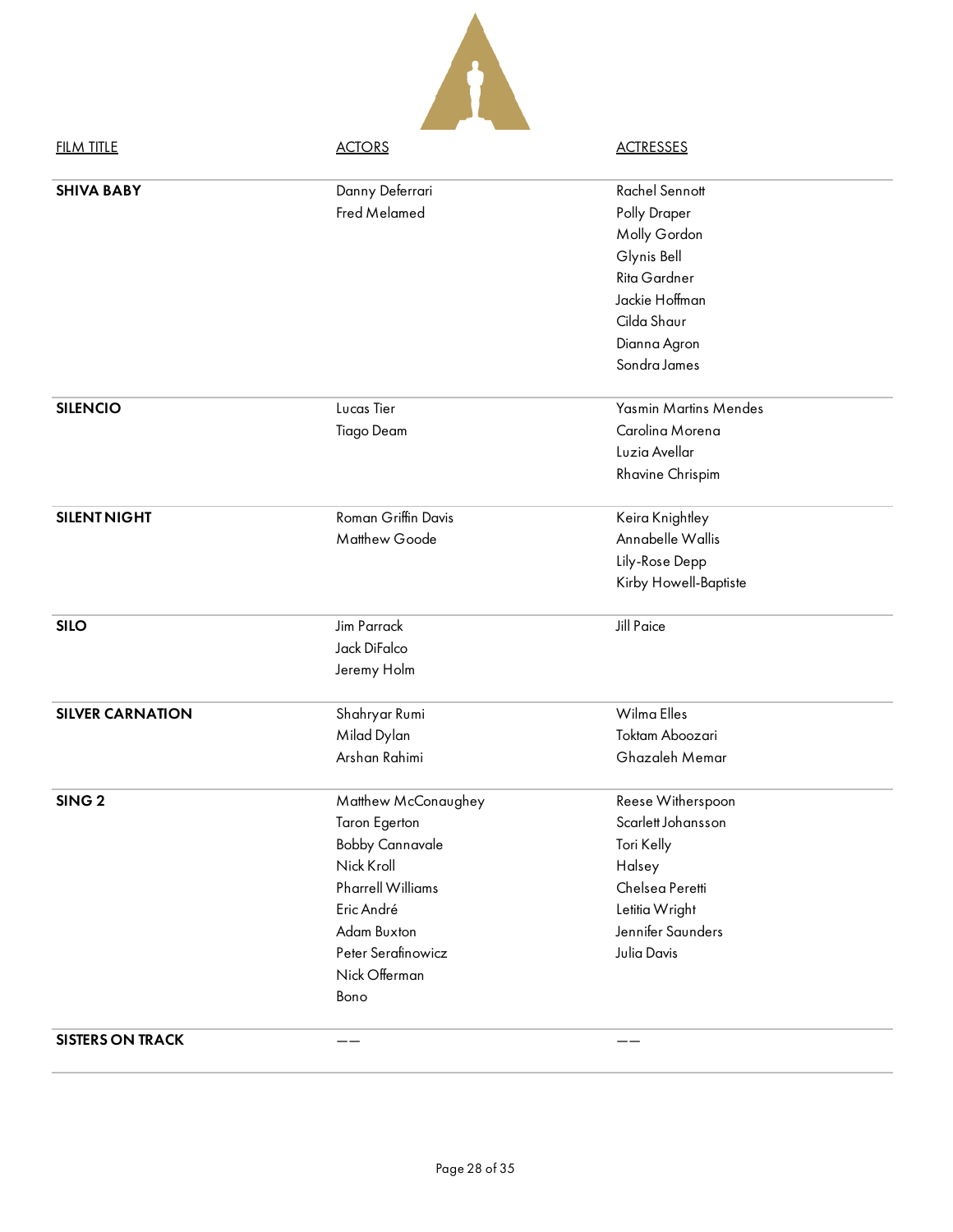| FILM TITLE | ACTORS | ACTRESSES |
| --- | --- | --- |
| **SHIVA BABY** | Danny Deferrari<br>Fred Melamed | Rachel Sennott<br>Polly Draper<br>Molly Gordon<br>Glynis Bell<br>Rita Gardner<br>Jackie Hoffman<br>Cilda Shaur<br>Dianna Agron<br>Sondra James |
| **SILENCIO** | Lucas Tier<br>Tiago Deam | Yasmin Martins Mendes<br>Carolina Morena<br>Luzia Avellar<br>Rhavine Chrispim |
| **SILENT NIGHT** | Roman Griffin Davis<br>Matthew Goode | Keira Knightley<br>Annabelle Wallis<br>Lily-Rose Depp<br>Kirby Howell-Baptiste |
| **SILO** | Jim Parrack<br>Jack DiFalco<br>Jeremy Holm | Jill Paice |
| **SILVER CARNATION** | Shahryar Rumi<br>Milad Dylan<br>Arshan Rahimi | Wilma Elles<br>Toktam Aboozari<br>Ghazaleh Memar |
| **SING 2** | Matthew McConaughey<br>Taron Egerton<br>Bobby Cannavale<br>Nick Kroll<br>Pharrell Williams<br>Eric André<br>Adam Buxton<br>Peter Serafinowicz<br>Nick Offerman<br>Bono | Reese Witherspoon<br>Scarlett Johansson<br>Tori Kelly<br>Halsey<br>Chelsea Peretti<br>Letitia Wright<br>Jennifer Saunders<br>Julia Davis |
| **SISTERS ON TRACK** | —— | —— |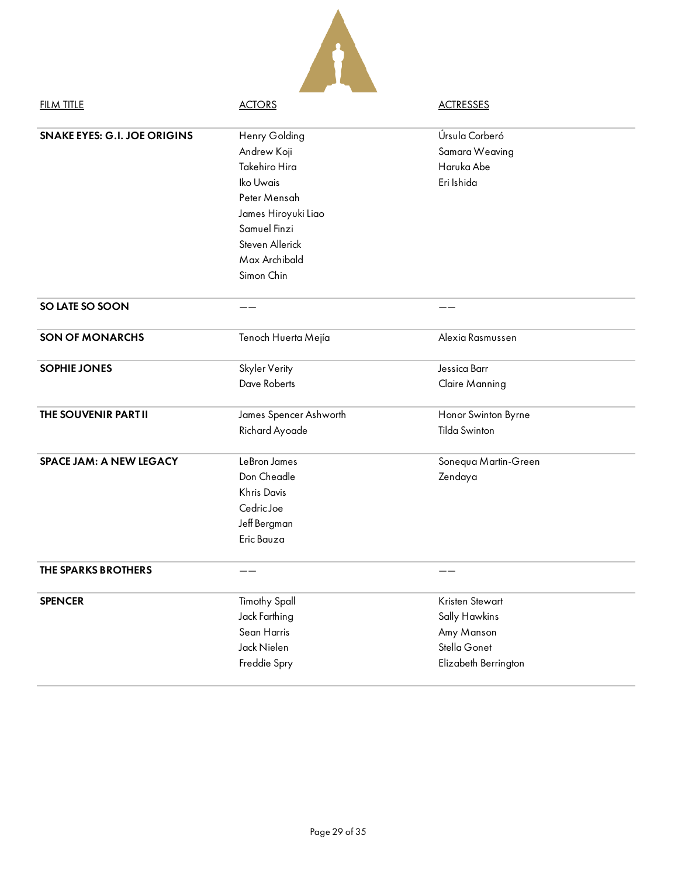| FILM TITLE | ACTORS | ACTRESSES |
|---|---|---|
| **SNAKE EYES: G.I. JOE ORIGINS** | Henry Golding<br>Andrew Koji<br>Takehiro Hira<br>Iko Uwais<br>Peter Mensah<br>James Hiroyuki Liao<br>Samuel Finzi<br>Steven Allerick<br>Max Archibald<br>Simon Chin | Úrsula Corberó<br>Samara Weaving<br>Haruka Abe<br>Eri Ishida |
| **SO LATE SO SOON** | —— | —— |
| **SON OF MONARCHS** | Tenoch Huerta Mejía | Alexia Rasmussen |
| **SOPHIE JONES** | Skyler Verity<br>Dave Roberts | Jessica Barr<br>Claire Manning |
| **THE SOUVENIR PART II** | James Spencer Ashworth<br>Richard Ayoade | Honor Swinton Byrne<br>Tilda Swinton |
| **SPACE JAM: A NEW LEGACY** | LeBron James<br>Don Cheadle<br>Khris Davis<br>Cedric Joe<br>Jeff Bergman<br>Eric Bauza | Sonequa Martin-Green<br>Zendaya |
| **THE SPARKS BROTHERS** | —— | —— |
| **SPENCER** | Timothy Spall<br>Jack Farthing<br>Sean Harris<br>Jack Nielen<br>Freddie Spry | Kristen Stewart<br>Sally Hawkins<br>Amy Manson<br>Stella Gonet<br>Elizabeth Berrington |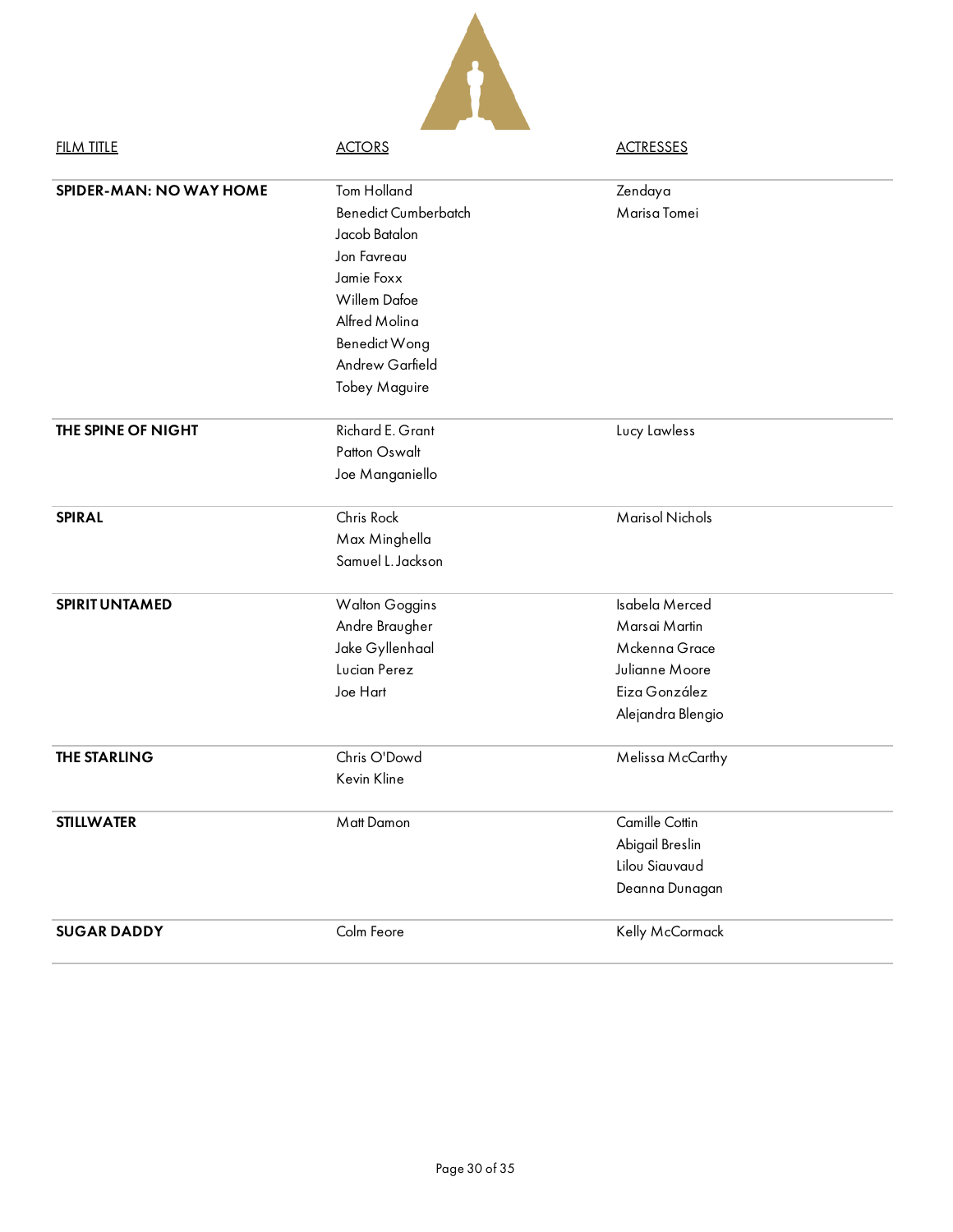| FILM TITLE | ACTORS | ACTRESSES |
|---|---|---|
| **SPIDER-MAN: NO WAY HOME** | Tom Holland<br>Benedict Cumberbatch<br>Jacob Batalon<br>Jon Favreau<br>Jamie Foxx<br>Willem Dafoe<br>Alfred Molina<br>Benedict Wong<br>Andrew Garfield<br>Tobey Maguire | Zendaya<br>Marisa Tomei |
| **THE SPINE OF NIGHT** | Richard E. Grant<br>Patton Oswalt<br>Joe Manganiello | Lucy Lawless |
| **SPIRAL** | Chris Rock<br>Max Minghella<br>Samuel L. Jackson | Marisol Nichols |
| **SPIRIT UNTAMED** | Walton Goggins<br>Andre Braugher<br>Jake Gyllenhaal<br>Lucian Perez<br>Joe Hart | Isabela Merced<br>Marsai Martin<br>Mckenna Grace<br>Julianne Moore<br>Eiza González<br>Alejandra Blengio |
| **THE STARLING** | Chris O'Dowd<br>Kevin Kline | Melissa McCarthy |
| **STILLWATER** | Matt Damon | Camille Cottin<br>Abigail Breslin<br>Lilou Siauvaud<br>Deanna Dunagan |
| **SUGAR DADDY** | Colm Feore | Kelly McCormack |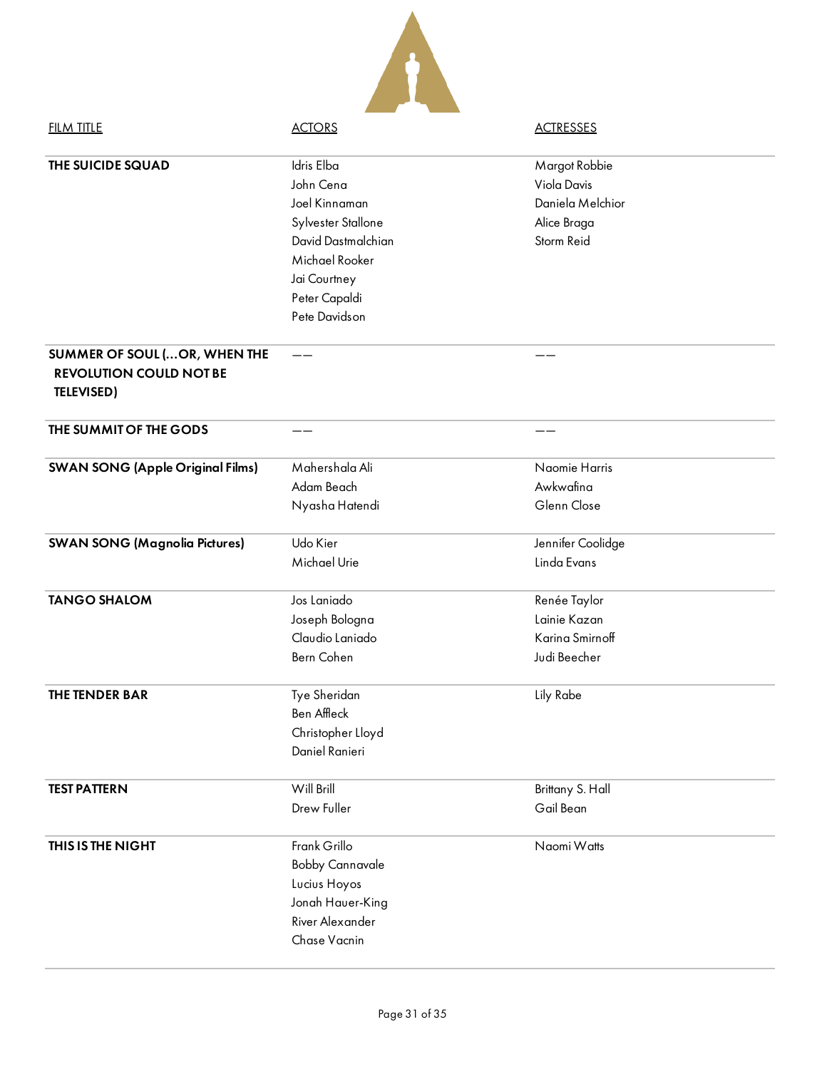| FILM TITLE | ACTORS | ACTRESSES |
|---|---|---|
| **THE SUICIDE SQUAD** | Idris Elba<br>John Cena<br>Joel Kinnaman<br>Sylvester Stallone<br>David Dastmalchian<br>Michael Rooker<br>Jai Courtney<br>Peter Capaldi<br>Pete Davidson | Margot Robbie<br>Viola Davis<br>Daniela Melchior<br>Alice Braga<br>Storm Reid |
| **SUMMER OF SOUL (...OR, WHEN THE REVOLUTION COULD NOT BE TELEVISED)** | —— | —— |
| **THE SUMMIT OF THE GODS** | —— | —— |
| **SWAN SONG (Apple Original Films)** | Mahershala Ali<br>Adam Beach<br>Nyasha Hatendi | Naomie Harris<br>Awkwafina<br>Glenn Close |
| **SWAN SONG (Magnolia Pictures)** | Udo Kier<br>Michael Urie | Jennifer Coolidge<br>Linda Evans |
| **TANGO SHALOM** | Jos Laniado<br>Joseph Bologna<br>Claudio Laniado<br>Bern Cohen | Renée Taylor<br>Lainie Kazan<br>Karina Smirnoff<br>Judi Beecher |
| **THE TENDER BAR** | Tye Sheridan<br>Ben Affleck<br>Christopher Lloyd<br>Daniel Ranieri | Lily Rabe |
| **TEST PATTERN** | Will Brill<br>Drew Fuller | Brittany S. Hall<br>Gail Bean |
| **THIS IS THE NIGHT** | Frank Grillo<br>Bobby Cannavale<br>Lucius Hoyos<br>Jonah Hauer-King<br>River Alexander<br>Chase Vacnin | Naomi Watts |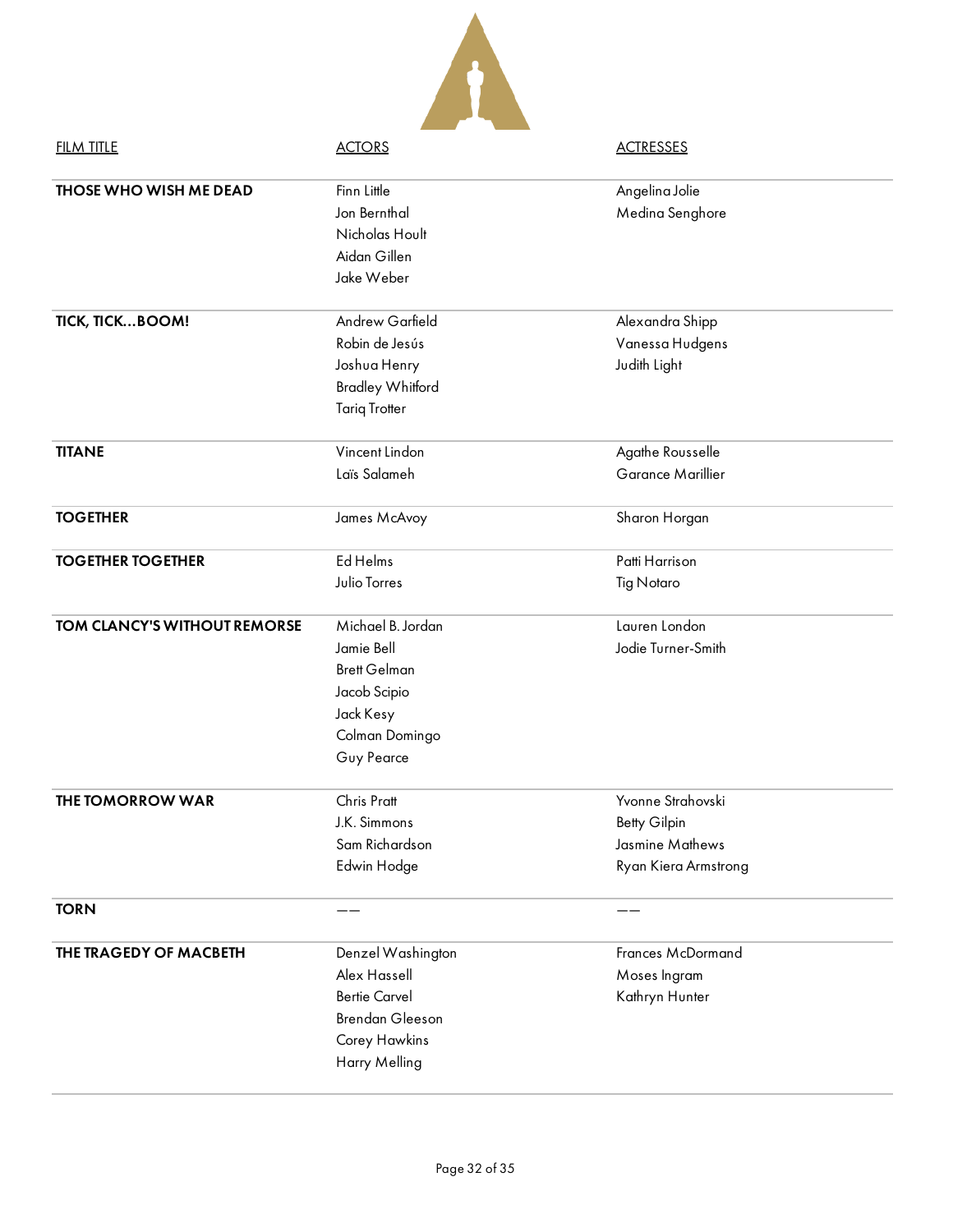| FILM TITLE | ACTORS | ACTRESSES |
|---|---|---|
| **THOSE WHO WISH ME DEAD** | Finn Little<br>Jon Bernthal<br>Nicholas Hoult<br>Aidan Gillen<br>Jake Weber | Angelina Jolie<br>Medina Senghore |
| **TICK, TICK...BOOM!** | Andrew Garfield<br>Robin de Jesús<br>Joshua Henry<br>Bradley Whitford<br>Tariq Trotter | Alexandra Shipp<br>Vanessa Hudgens<br>Judith Light |
| **TITANE** | Vincent Lindon<br>Laïs Salameh | Agathe Rousselle<br>Garance Marillier |
| **TOGETHER** | James McAvoy | Sharon Horgan |
| **TOGETHER TOGETHER** | Ed Helms<br>Julio Torres | Patti Harrison<br>Tig Notaro |
| **TOM CLANCY'S WITHOUT REMORSE** | Michael B. Jordan<br>Jamie Bell<br>Brett Gelman<br>Jacob Scipio<br>Jack Kesy<br>Colman Domingo<br>Guy Pearce | Lauren London<br>Jodie Turner-Smith |
| **THE TOMORROW WAR** | Chris Pratt<br>J.K. Simmons<br>Sam Richardson<br>Edwin Hodge | Yvonne Strahovski<br>Betty Gilpin<br>Jasmine Mathews<br>Ryan Kiera Armstrong |
| **TORN** | —— | —— |
| **THE TRAGEDY OF MACBETH** | Denzel Washington<br>Alex Hassell<br>Bertie Carvel<br>Brendan Gleeson<br>Corey Hawkins<br>Harry Melling | Frances McDormand<br>Moses Ingram<br>Kathryn Hunter |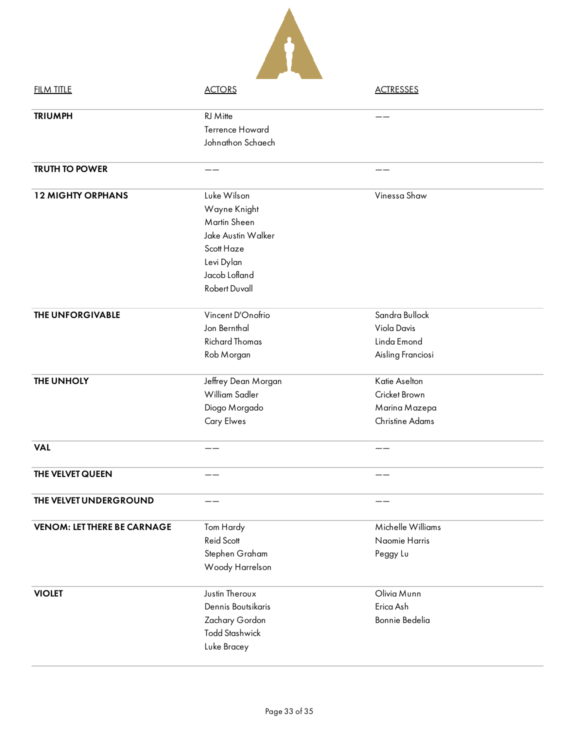| FILM TITLE | ACTORS | ACTRESSES |
|---|---|---|
| **TRIUMPH** | RJ Mitte<br>Terrence Howard<br>Johnathon Schaech | —— |
| **TRUTH TO POWER** | —— | —— |
| **12 MIGHTY ORPHANS** | Luke Wilson<br>Wayne Knight<br>Martin Sheen<br>Jake Austin Walker<br>Scott Haze<br>Levi Dylan<br>Jacob Lofland<br>Robert Duvall | Vinessa Shaw |
| **THE UNFORGIVABLE** | Vincent D'Onofrio<br>Jon Bernthal<br>Richard Thomas<br>Rob Morgan | Sandra Bullock<br>Viola Davis<br>Linda Emond<br>Aisling Franciosi |
| **THE UNHOLY** | Jeffrey Dean Morgan<br>William Sadler<br>Diogo Morgado<br>Cary Elwes | Katie Aselton<br>Cricket Brown<br>Marina Mazepa<br>Christine Adams |
| **VAL** | —— | —— |
| **THE VELVET QUEEN** | —— | —— |
| **THE VELVET UNDERGROUND** | —— | —— |
| **VENOM: LET THERE BE CARNAGE** | Tom Hardy<br>Reid Scott<br>Stephen Graham<br>Woody Harrelson | Michelle Williams<br>Naomie Harris<br>Peggy Lu |
| **VIOLET** | Justin Theroux<br>Dennis Boutsikaris<br>Zachary Gordon<br>Todd Stashwick<br>Luke Bracey | Olivia Munn<br>Erica Ash<br>Bonnie Bedelia |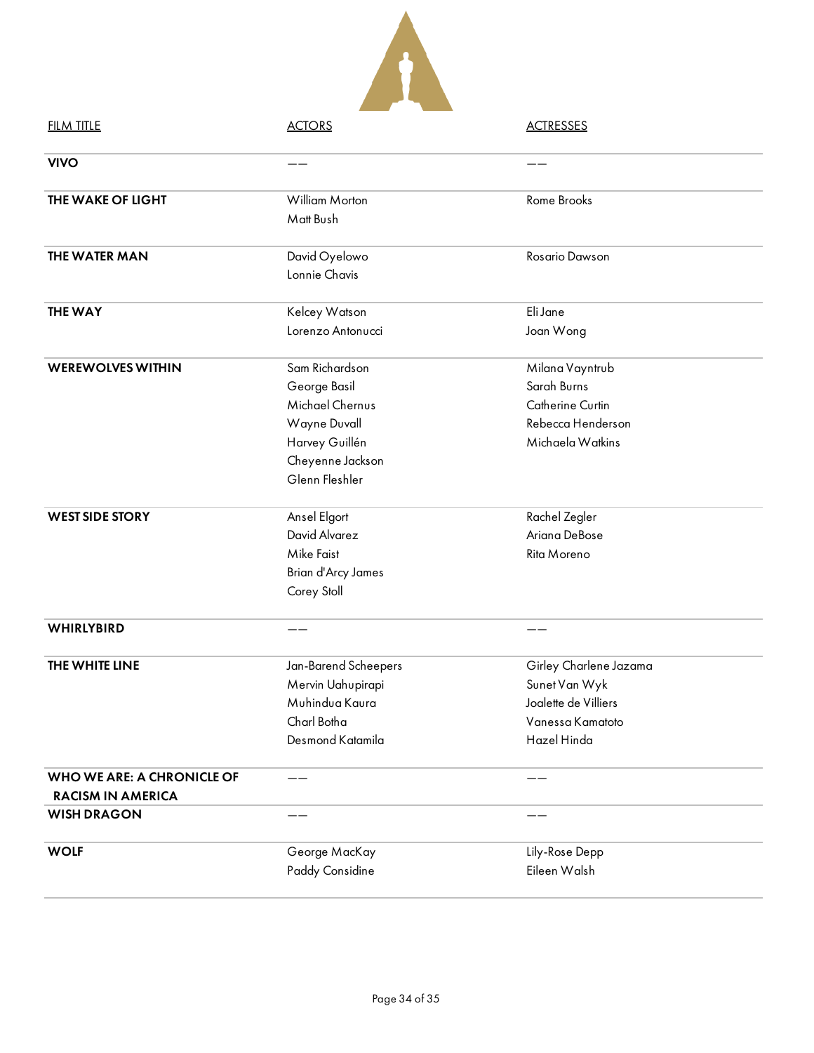| FILM TITLE | ACTORS | ACTRESSES |
|---|---|---|
| **VIVO** | —— | —— |
| **THE WAKE OF LIGHT** | William Morton<br>Matt Bush | Rome Brooks |
| **THE WATER MAN** | David Oyelowo<br>Lonnie Chavis | Rosario Dawson |
| **THE WAY** | Kelcey Watson<br>Lorenzo Antonucci | Eli Jane<br>Joan Wong |
| **WEREWOLVES WITHIN** | Sam Richardson<br>George Basil<br>Michael Chernus<br>Wayne Duvall<br>Harvey Guillén<br>Cheyenne Jackson<br>Glenn Fleshler | Milana Vayntrub<br>Sarah Burns<br>Catherine Curtin<br>Rebecca Henderson<br>Michaela Watkins |
| **WEST SIDE STORY** | Ansel Elgort<br>David Alvarez<br>Mike Faist<br>Brian d'Arcy James<br>Corey Stoll | Rachel Zegler<br>Ariana DeBose<br>Rita Moreno |
| **WHIRLYBIRD** | —— | —— |
| **THE WHITE LINE** | Jan-Barend Scheepers<br>Mervin Uahupirapi<br>Muhindua Kaura<br>Charl Botha<br>Desmond Katamila | Girley Charlene Jazama<br>Sunet Van Wyk<br>Joalette de Villiers<br>Vanessa Kamatoto<br>Hazel Hinda |
| **WHO WE ARE: A CHRONICLE OF RACISM IN AMERICA** | —— | —— |
| **WISH DRAGON** | —— | —— |
| **WOLF** | George MacKay<br>Paddy Considine | Lily-Rose Depp<br>Eileen Walsh |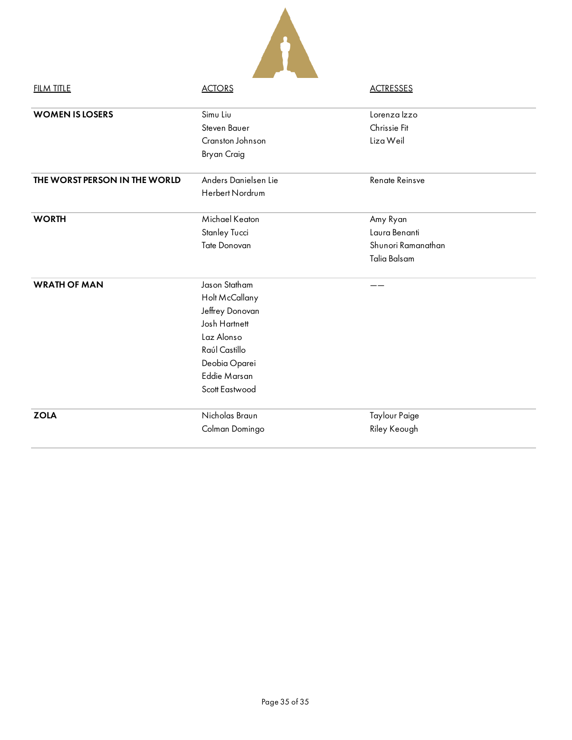| FILM TITLE | ACTORS | ACTRESSES |
|---|---|---|
| **WOMEN IS LOSERS** | Simu Liu<br>Steven Bauer<br>Cranston Johnson<br>Bryan Craig | Lorenza Izzo<br>Chrissie Fit<br>Liza Weil |
| **THE WORST PERSON IN THE WORLD** | Anders Danielsen Lie<br>Herbert Nordrum | Renate Reinsve |
| **WORTH** | Michael Keaton<br>Stanley Tucci<br>Tate Donovan | Amy Ryan<br>Laura Benanti<br>Shunori Ramanathan<br>Talia Balsam |
| **WRATH OF MAN** | Jason Statham<br>Holt McCallany<br>Jeffrey Donovan<br>Josh Hartnett<br>Laz Alonso<br>Raúl Castillo<br>Deobia Oparei<br>Eddie Marsan<br>Scott Eastwood | —— |
| **ZOLA** | Nicholas Braun<br>Colman Domingo | Taylour Paige<br>Riley Keough |